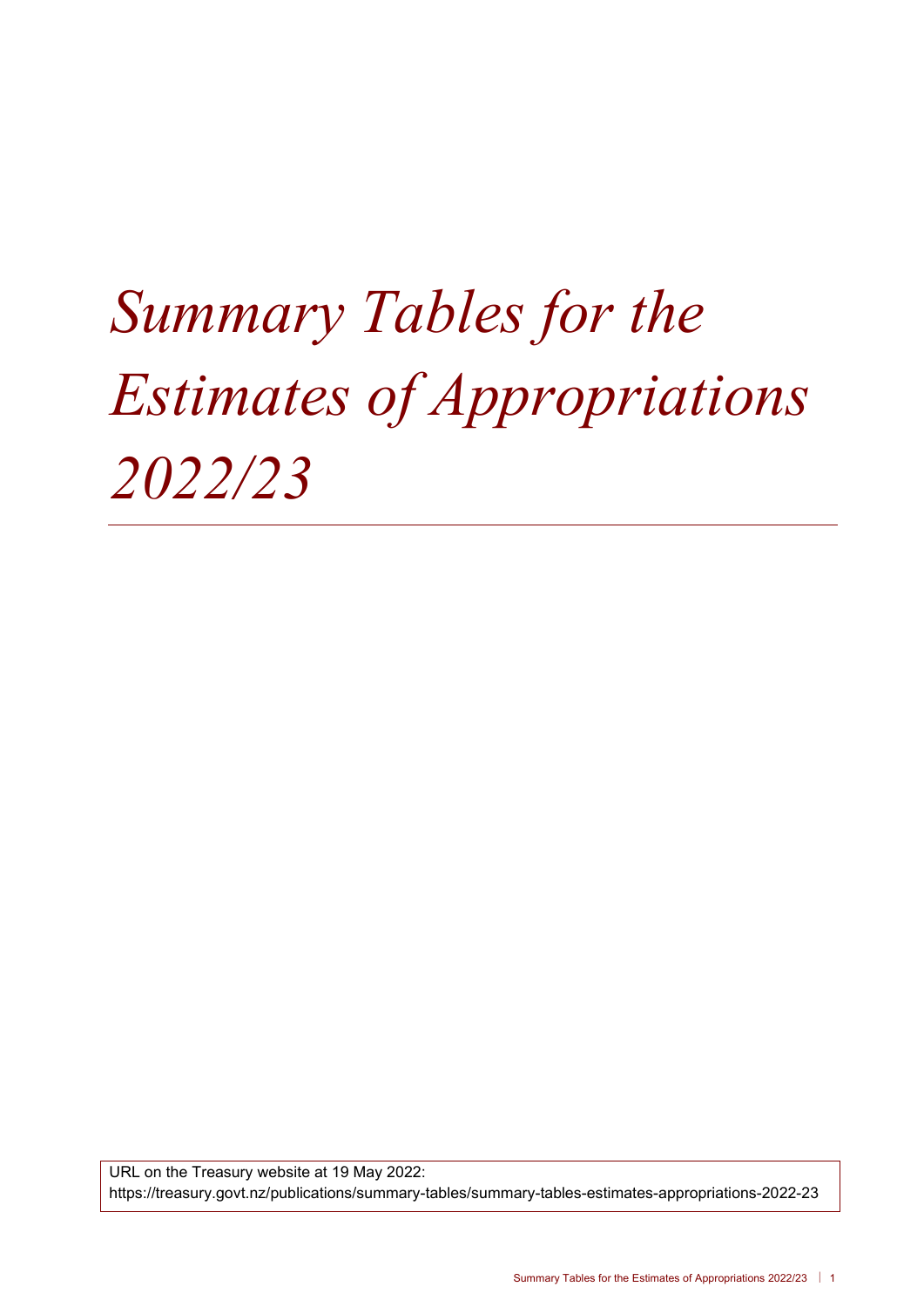# *Summary Tables for the Estimates of Appropriations 2022/23*

URL on the Treasury website at 19 May 2022:
https://treasury.govt.nz/publications/summary-tables/summary-tables-estimates-appropriations-2022-23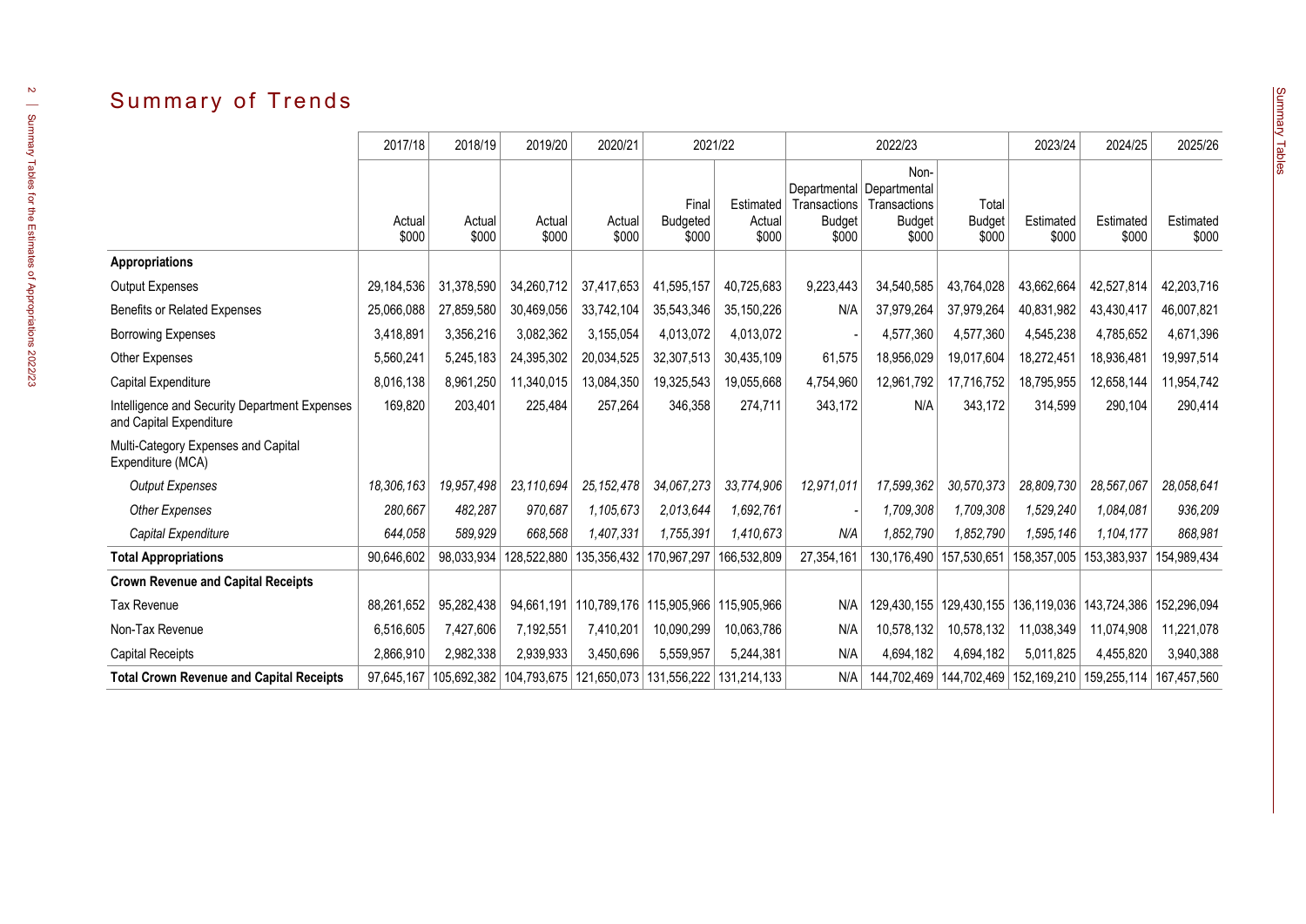# Summary of Trends

| | 2017/18 | 2018/19 | 2019/20 | 2020/21 | 2021/22 | | 2022/23 | | | 2023/24 | 2024/25 | 2025/26 |
|---|---|---|---|---|---|---|---|---|---|---|---|---|
| | Actual $000 | Actual $000 | Actual $000 | Actual $000 | Final Budgeted $000 | Estimated Actual $000 | Departmental Transactions Budget $000 | Non-Departmental Transactions Budget $000 | Total Budget $000 | Estimated $000 | Estimated $000 | Estimated $000 |
| **Appropriations** | | | | | | | | | | | | |
| Output Expenses | 29,184,536 | 31,378,590 | 34,260,712 | 37,417,653 | 41,595,157 | 40,725,683 | 9,223,443 | 34,540,585 | 43,764,028 | 43,662,664 | 42,527,814 | 42,203,716 |
| Benefits or Related Expenses | 25,066,088 | 27,859,580 | 30,469,056 | 33,742,104 | 35,543,346 | 35,150,226 | N/A | 37,979,264 | 37,979,264 | 40,831,982 | 43,430,417 | 46,007,821 |
| Borrowing Expenses | 3,418,891 | 3,356,216 | 3,082,362 | 3,155,054 | 4,013,072 | 4,013,072 | - | 4,577,360 | 4,577,360 | 4,545,238 | 4,785,652 | 4,671,396 |
| Other Expenses | 5,560,241 | 5,245,183 | 24,395,302 | 20,034,525 | 32,307,513 | 30,435,109 | 61,575 | 18,956,029 | 19,017,604 | 18,272,451 | 18,936,481 | 19,997,514 |
| Capital Expenditure | 8,016,138 | 8,961,250 | 11,340,015 | 13,084,350 | 19,325,543 | 19,055,668 | 4,754,960 | 12,961,792 | 17,716,752 | 18,795,955 | 12,658,144 | 11,954,742 |
| Intelligence and Security Department Expenses and Capital Expenditure | 169,820 | 203,401 | 225,484 | 257,264 | 346,358 | 274,711 | 343,172 | N/A | 343,172 | 314,599 | 290,104 | 290,414 |
| Multi-Category Expenses and Capital Expenditure (MCA) | | | | | | | | | | | | |
| *Output Expenses* | *18,306,163* | *19,957,498* | *23,110,694* | *25,152,478* | *34,067,273* | *33,774,906* | *12,971,011* | *17,599,362* | *30,570,373* | *28,809,730* | *28,567,067* | *28,058,641* |
| *Other Expenses* | *280,667* | *482,287* | *970,687* | *1,105,673* | *2,013,644* | *1,692,761* | - | *1,709,308* | *1,709,308* | *1,529,240* | *1,084,081* | *936,209* |
| *Capital Expenditure* | *644,058* | *589,929* | *668,568* | *1,407,331* | *1,755,391* | *1,410,673* | *N/A* | *1,852,790* | *1,852,790* | *1,595,146* | *1,104,177* | *868,981* |
| **Total Appropriations** | 90,646,602 | 98,033,934 | 128,522,880 | 135,356,432 | 170,967,297 | 166,532,809 | 27,354,161 | 130,176,490 | 157,530,651 | 158,357,005 | 153,383,937 | 154,989,434 |
| **Crown Revenue and Capital Receipts** | | | | | | | | | | | | |
| Tax Revenue | 88,261,652 | 95,282,438 | 94,661,191 | 110,789,176 | 115,905,966 | 115,905,966 | N/A | 129,430,155 | 129,430,155 | 136,119,036 | 143,724,386 | 152,296,094 |
| Non-Tax Revenue | 6,516,605 | 7,427,606 | 7,192,551 | 7,410,201 | 10,090,299 | 10,063,786 | N/A | 10,578,132 | 10,578,132 | 11,038,349 | 11,074,908 | 11,221,078 |
| Capital Receipts | 2,866,910 | 2,982,338 | 2,939,933 | 3,450,696 | 5,559,957 | 5,244,381 | N/A | 4,694,182 | 4,694,182 | 5,011,825 | 4,455,820 | 3,940,388 |
| **Total Crown Revenue and Capital Receipts** | 97,645,167 | 105,692,382 | 104,793,675 | 121,650,073 | 131,556,222 | 131,214,133 | N/A | 144,702,469 | 144,702,469 | 152,169,210 | 159,255,114 | 167,457,560 |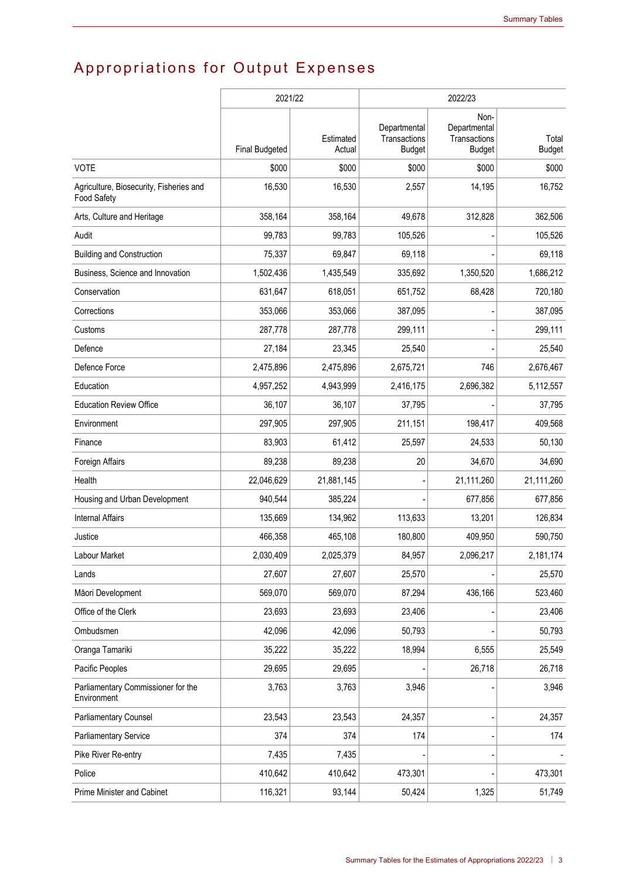# Appropriations for Output Expenses

| | 2021/22 | | 2022/23 | | |
|---|---|---|---|---|---|
| | Final Budgeted | Estimated Actual | Departmental Transactions Budget | Non-Departmental Transactions Budget | Total Budget |
| VOTE | $000 | $000 | $000 | $000 | $000 |
| Agriculture, Biosecurity, Fisheries and Food Safety | 16,530 | 16,530 | 2,557 | 14,195 | 16,752 |
| Arts, Culture and Heritage | 358,164 | 358,164 | 49,678 | 312,828 | 362,506 |
| Audit | 99,783 | 99,783 | 105,526 | - | 105,526 |
| Building and Construction | 75,337 | 69,847 | 69,118 | - | 69,118 |
| Business, Science and Innovation | 1,502,436 | 1,435,549 | 335,692 | 1,350,520 | 1,686,212 |
| Conservation | 631,647 | 618,051 | 651,752 | 68,428 | 720,180 |
| Corrections | 353,066 | 353,066 | 387,095 | - | 387,095 |
| Customs | 287,778 | 287,778 | 299,111 | - | 299,111 |
| Defence | 27,184 | 23,345 | 25,540 | - | 25,540 |
| Defence Force | 2,475,896 | 2,475,896 | 2,675,721 | 746 | 2,676,467 |
| Education | 4,957,252 | 4,943,999 | 2,416,175 | 2,696,382 | 5,112,557 |
| Education Review Office | 36,107 | 36,107 | 37,795 | - | 37,795 |
| Environment | 297,905 | 297,905 | 211,151 | 198,417 | 409,568 |
| Finance | 83,903 | 61,412 | 25,597 | 24,533 | 50,130 |
| Foreign Affairs | 89,238 | 89,238 | 20 | 34,670 | 34,690 |
| Health | 22,046,629 | 21,881,145 | - | 21,111,260 | 21,111,260 |
| Housing and Urban Development | 940,544 | 385,224 | - | 677,856 | 677,856 |
| Internal Affairs | 135,669 | 134,962 | 113,633 | 13,201 | 126,834 |
| Justice | 466,358 | 465,108 | 180,800 | 409,950 | 590,750 |
| Labour Market | 2,030,409 | 2,025,379 | 84,957 | 2,096,217 | 2,181,174 |
| Lands | 27,607 | 27,607 | 25,570 | - | 25,570 |
| Māori Development | 569,070 | 569,070 | 87,294 | 436,166 | 523,460 |
| Office of the Clerk | 23,693 | 23,693 | 23,406 | - | 23,406 |
| Ombudsmen | 42,096 | 42,096 | 50,793 | - | 50,793 |
| Oranga Tamariki | 35,222 | 35,222 | 18,994 | 6,555 | 25,549 |
| Pacific Peoples | 29,695 | 29,695 | - | 26,718 | 26,718 |
| Parliamentary Commissioner for the Environment | 3,763 | 3,763 | 3,946 | - | 3,946 |
| Parliamentary Counsel | 23,543 | 23,543 | 24,357 | - | 24,357 |
| Parliamentary Service | 374 | 374 | 174 | - | 174 |
| Pike River Re-entry | 7,435 | 7,435 | - | - | - |
| Police | 410,642 | 410,642 | 473,301 | - | 473,301 |
| Prime Minister and Cabinet | 116,321 | 93,144 | 50,424 | 1,325 | 51,749 |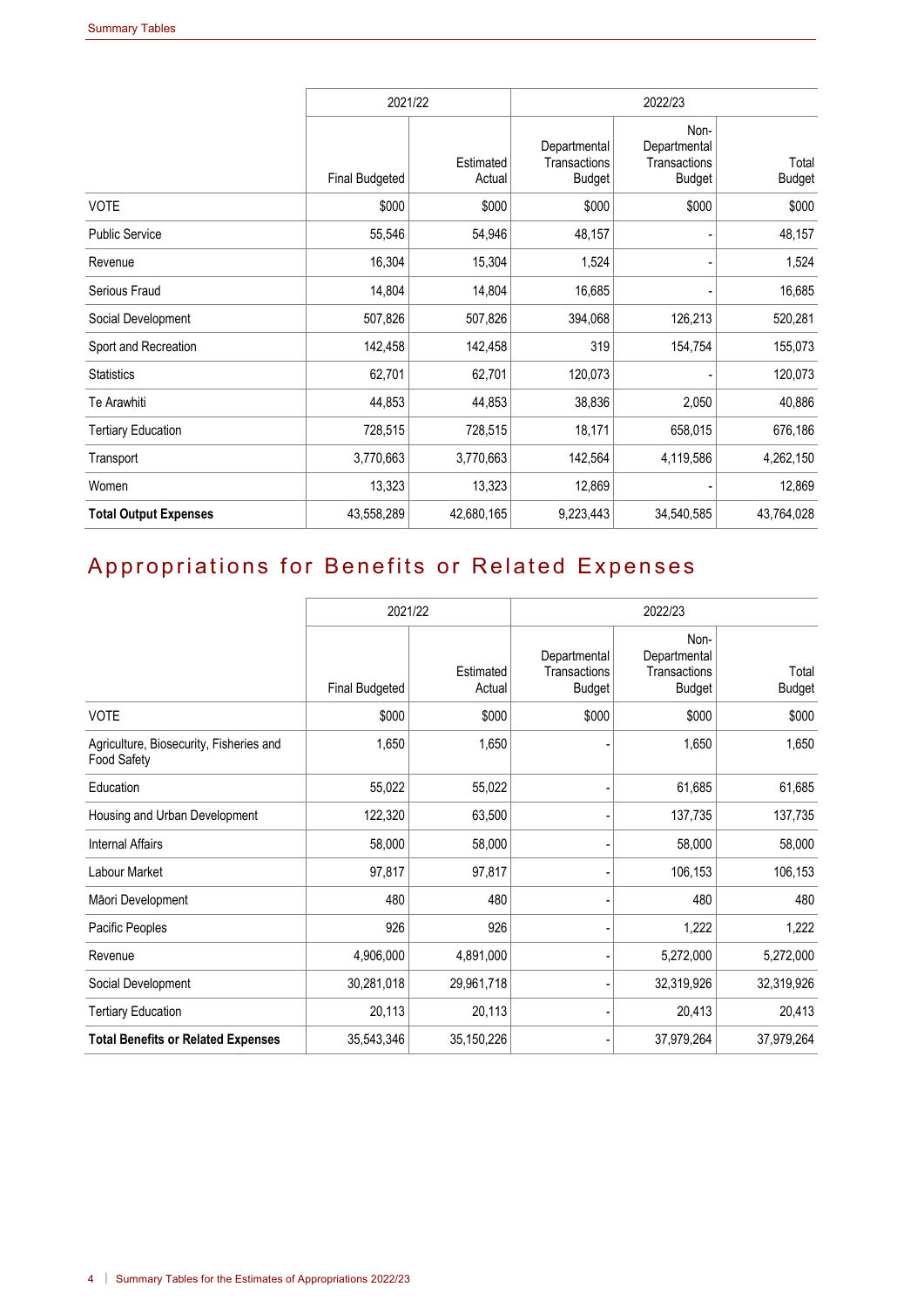| | 2021/22 | | 2022/23 | | |
|---|---|---|---|---|---|
| | Final Budgeted | Estimated Actual | Departmental Transactions Budget | Non-Departmental Transactions Budget | Total Budget |
| VOTE | $000 | $000 | $000 | $000 | $000 |
| Public Service | 55,546 | 54,946 | 48,157 | - | 48,157 |
| Revenue | 16,304 | 15,304 | 1,524 | - | 1,524 |
| Serious Fraud | 14,804 | 14,804 | 16,685 | - | 16,685 |
| Social Development | 507,826 | 507,826 | 394,068 | 126,213 | 520,281 |
| Sport and Recreation | 142,458 | 142,458 | 319 | 154,754 | 155,073 |
| Statistics | 62,701 | 62,701 | 120,073 | - | 120,073 |
| Te Arawhiti | 44,853 | 44,853 | 38,836 | 2,050 | 40,886 |
| Tertiary Education | 728,515 | 728,515 | 18,171 | 658,015 | 676,186 |
| Transport | 3,770,663 | 3,770,663 | 142,564 | 4,119,586 | 4,262,150 |
| Women | 13,323 | 13,323 | 12,869 | - | 12,869 |
| **Total Output Expenses** | 43,558,289 | 42,680,165 | 9,223,443 | 34,540,585 | 43,764,028 |

# Appropriations for Benefits or Related Expenses

| | 2021/22 | | 2022/23 | | |
|---|---|---|---|---|---|
| | Final Budgeted | Estimated Actual | Departmental Transactions Budget | Non-Departmental Transactions Budget | Total Budget |
| VOTE | $000 | $000 | $000 | $000 | $000 |
| Agriculture, Biosecurity, Fisheries and Food Safety | 1,650 | 1,650 | - | 1,650 | 1,650 |
| Education | 55,022 | 55,022 | - | 61,685 | 61,685 |
| Housing and Urban Development | 122,320 | 63,500 | - | 137,735 | 137,735 |
| Internal Affairs | 58,000 | 58,000 | - | 58,000 | 58,000 |
| Labour Market | 97,817 | 97,817 | - | 106,153 | 106,153 |
| Māori Development | 480 | 480 | - | 480 | 480 |
| Pacific Peoples | 926 | 926 | - | 1,222 | 1,222 |
| Revenue | 4,906,000 | 4,891,000 | - | 5,272,000 | 5,272,000 |
| Social Development | 30,281,018 | 29,961,718 | - | 32,319,926 | 32,319,926 |
| Tertiary Education | 20,113 | 20,113 | - | 20,413 | 20,413 |
| **Total Benefits or Related Expenses** | 35,543,346 | 35,150,226 | - | 37,979,264 | 37,979,264 |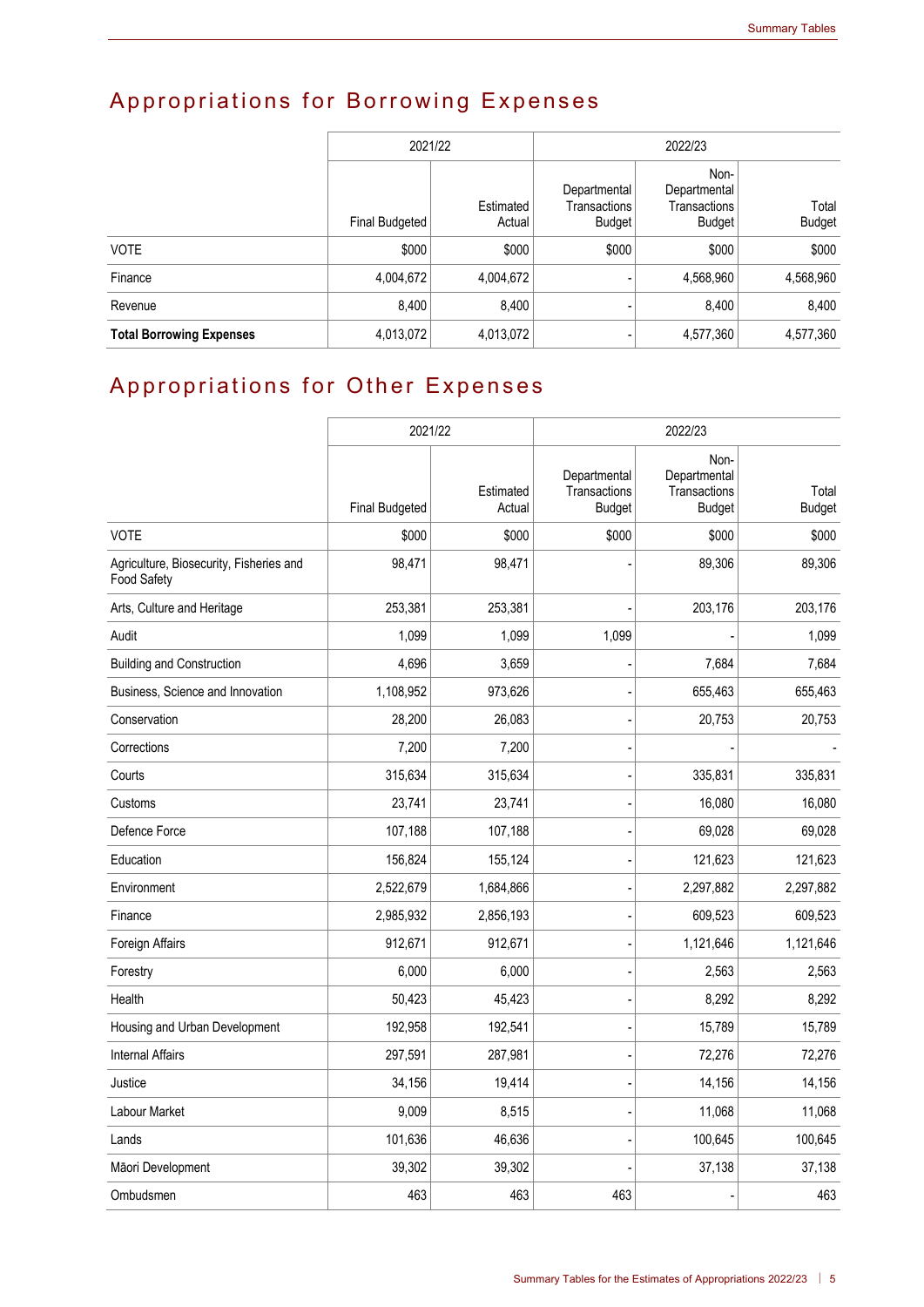## Appropriations for Borrowing Expenses

| | 2021/22 | | 2022/23 | | |
|---|---|---|---|---|---|
| | Final Budgeted | Estimated Actual | Departmental Transactions Budget | Non-Departmental Transactions Budget | Total Budget |
| VOTE | $000 | $000 | $000 | $000 | $000 |
| Finance | 4,004,672 | 4,004,672 | - | 4,568,960 | 4,568,960 |
| Revenue | 8,400 | 8,400 | - | 8,400 | 8,400 |
| **Total Borrowing Expenses** | 4,013,072 | 4,013,072 | - | 4,577,360 | 4,577,360 |

## Appropriations for Other Expenses

| | 2021/22 | | 2022/23 | | |
|---|---|---|---|---|---|
| | Final Budgeted | Estimated Actual | Departmental Transactions Budget | Non-Departmental Transactions Budget | Total Budget |
| VOTE | $000 | $000 | $000 | $000 | $000 |
| Agriculture, Biosecurity, Fisheries and Food Safety | 98,471 | 98,471 | - | 89,306 | 89,306 |
| Arts, Culture and Heritage | 253,381 | 253,381 | - | 203,176 | 203,176 |
| Audit | 1,099 | 1,099 | 1,099 | - | 1,099 |
| Building and Construction | 4,696 | 3,659 | - | 7,684 | 7,684 |
| Business, Science and Innovation | 1,108,952 | 973,626 | - | 655,463 | 655,463 |
| Conservation | 28,200 | 26,083 | - | 20,753 | 20,753 |
| Corrections | 7,200 | 7,200 | - | - | - |
| Courts | 315,634 | 315,634 | - | 335,831 | 335,831 |
| Customs | 23,741 | 23,741 | - | 16,080 | 16,080 |
| Defence Force | 107,188 | 107,188 | - | 69,028 | 69,028 |
| Education | 156,824 | 155,124 | - | 121,623 | 121,623 |
| Environment | 2,522,679 | 1,684,866 | - | 2,297,882 | 2,297,882 |
| Finance | 2,985,932 | 2,856,193 | - | 609,523 | 609,523 |
| Foreign Affairs | 912,671 | 912,671 | - | 1,121,646 | 1,121,646 |
| Forestry | 6,000 | 6,000 | - | 2,563 | 2,563 |
| Health | 50,423 | 45,423 | - | 8,292 | 8,292 |
| Housing and Urban Development | 192,958 | 192,541 | - | 15,789 | 15,789 |
| Internal Affairs | 297,591 | 287,981 | - | 72,276 | 72,276 |
| Justice | 34,156 | 19,414 | - | 14,156 | 14,156 |
| Labour Market | 9,009 | 8,515 | - | 11,068 | 11,068 |
| Lands | 101,636 | 46,636 | - | 100,645 | 100,645 |
| Māori Development | 39,302 | 39,302 | - | 37,138 | 37,138 |
| Ombudsmen | 463 | 463 | 463 | - | 463 |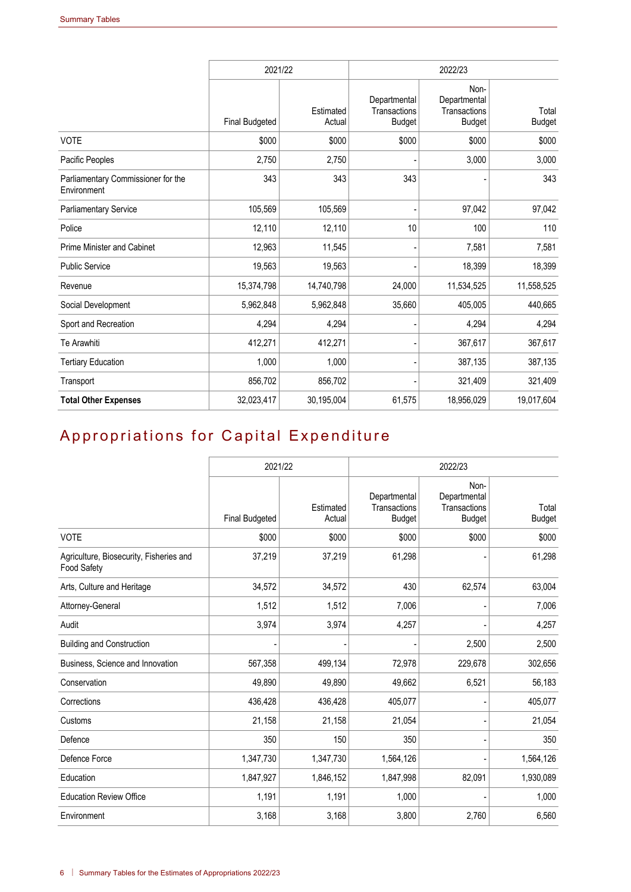| | 2021/22 | | 2022/23 | | |
|---|---|---|---|---|---|
| | Final Budgeted | Estimated Actual | Departmental Transactions Budget | Non-Departmental Transactions Budget | Total Budget |
| VOTE | $000 | $000 | $000 | $000 | $000 |
| Pacific Peoples | 2,750 | 2,750 | - | 3,000 | 3,000 |
| Parliamentary Commissioner for the Environment | 343 | 343 | 343 | - | 343 |
| Parliamentary Service | 105,569 | 105,569 | - | 97,042 | 97,042 |
| Police | 12,110 | 12,110 | 10 | 100 | 110 |
| Prime Minister and Cabinet | 12,963 | 11,545 | - | 7,581 | 7,581 |
| Public Service | 19,563 | 19,563 | - | 18,399 | 18,399 |
| Revenue | 15,374,798 | 14,740,798 | 24,000 | 11,534,525 | 11,558,525 |
| Social Development | 5,962,848 | 5,962,848 | 35,660 | 405,005 | 440,665 |
| Sport and Recreation | 4,294 | 4,294 | - | 4,294 | 4,294 |
| Te Arawhiti | 412,271 | 412,271 | - | 367,617 | 367,617 |
| Tertiary Education | 1,000 | 1,000 | - | 387,135 | 387,135 |
| Transport | 856,702 | 856,702 | - | 321,409 | 321,409 |
| **Total Other Expenses** | 32,023,417 | 30,195,004 | 61,575 | 18,956,029 | 19,017,604 |

# Appropriations for Capital Expenditure

| | 2021/22 | | 2022/23 | | |
|---|---|---|---|---|---|
| | Final Budgeted | Estimated Actual | Departmental Transactions Budget | Non-Departmental Transactions Budget | Total Budget |
| VOTE | $000 | $000 | $000 | $000 | $000 |
| Agriculture, Biosecurity, Fisheries and Food Safety | 37,219 | 37,219 | 61,298 | - | 61,298 |
| Arts, Culture and Heritage | 34,572 | 34,572 | 430 | 62,574 | 63,004 |
| Attorney-General | 1,512 | 1,512 | 7,006 | - | 7,006 |
| Audit | 3,974 | 3,974 | 4,257 | - | 4,257 |
| Building and Construction | - | - | - | 2,500 | 2,500 |
| Business, Science and Innovation | 567,358 | 499,134 | 72,978 | 229,678 | 302,656 |
| Conservation | 49,890 | 49,890 | 49,662 | 6,521 | 56,183 |
| Corrections | 436,428 | 436,428 | 405,077 | - | 405,077 |
| Customs | 21,158 | 21,158 | 21,054 | - | 21,054 |
| Defence | 350 | 150 | 350 | - | 350 |
| Defence Force | 1,347,730 | 1,347,730 | 1,564,126 | - | 1,564,126 |
| Education | 1,847,927 | 1,846,152 | 1,847,998 | 82,091 | 1,930,089 |
| Education Review Office | 1,191 | 1,191 | 1,000 | - | 1,000 |
| Environment | 3,168 | 3,168 | 3,800 | 2,760 | 6,560 |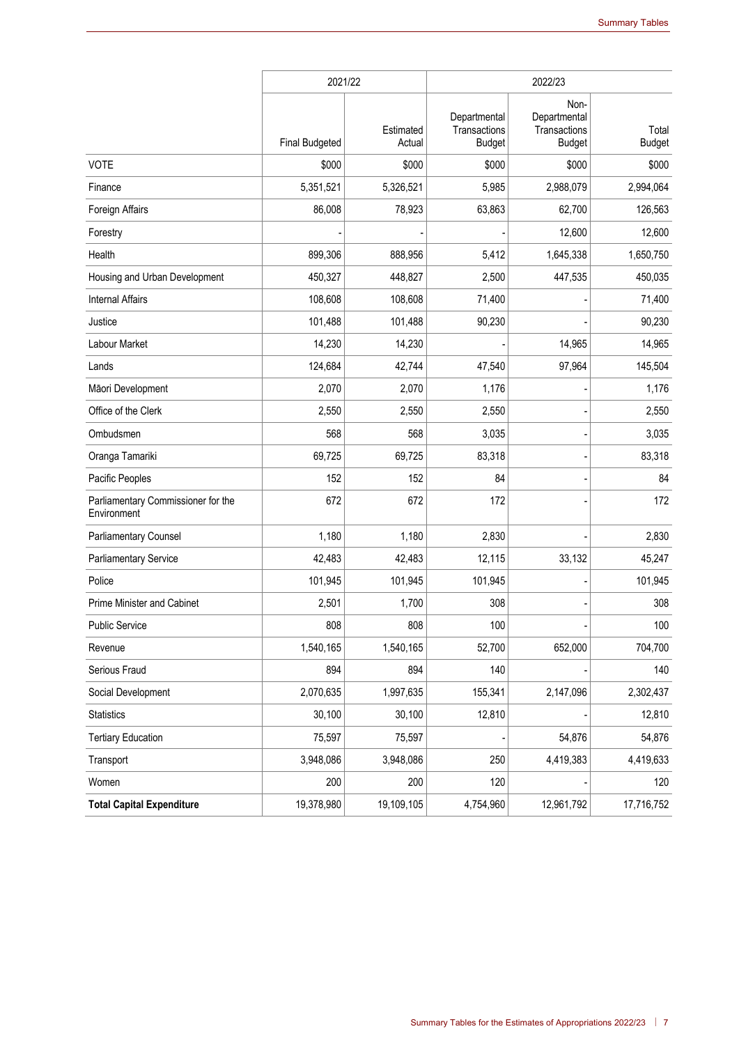| | 2021/22 | | 2022/23 | | |
|---|---|---|---|---|---|
| | Final Budgeted | Estimated Actual | Departmental Transactions Budget | Non-Departmental Transactions Budget | Total Budget |
| VOTE | $000 | $000 | $000 | $000 | $000 |
| Finance | 5,351,521 | 5,326,521 | 5,985 | 2,988,079 | 2,994,064 |
| Foreign Affairs | 86,008 | 78,923 | 63,863 | 62,700 | 126,563 |
| Forestry | - | - | - | 12,600 | 12,600 |
| Health | 899,306 | 888,956 | 5,412 | 1,645,338 | 1,650,750 |
| Housing and Urban Development | 450,327 | 448,827 | 2,500 | 447,535 | 450,035 |
| Internal Affairs | 108,608 | 108,608 | 71,400 | - | 71,400 |
| Justice | 101,488 | 101,488 | 90,230 | - | 90,230 |
| Labour Market | 14,230 | 14,230 | - | 14,965 | 14,965 |
| Lands | 124,684 | 42,744 | 47,540 | 97,964 | 145,504 |
| Māori Development | 2,070 | 2,070 | 1,176 | - | 1,176 |
| Office of the Clerk | 2,550 | 2,550 | 2,550 | - | 2,550 |
| Ombudsmen | 568 | 568 | 3,035 | - | 3,035 |
| Oranga Tamariki | 69,725 | 69,725 | 83,318 | - | 83,318 |
| Pacific Peoples | 152 | 152 | 84 | - | 84 |
| Parliamentary Commissioner for the Environment | 672 | 672 | 172 | - | 172 |
| Parliamentary Counsel | 1,180 | 1,180 | 2,830 | - | 2,830 |
| Parliamentary Service | 42,483 | 42,483 | 12,115 | 33,132 | 45,247 |
| Police | 101,945 | 101,945 | 101,945 | - | 101,945 |
| Prime Minister and Cabinet | 2,501 | 1,700 | 308 | - | 308 |
| Public Service | 808 | 808 | 100 | - | 100 |
| Revenue | 1,540,165 | 1,540,165 | 52,700 | 652,000 | 704,700 |
| Serious Fraud | 894 | 894 | 140 | - | 140 |
| Social Development | 2,070,635 | 1,997,635 | 155,341 | 2,147,096 | 2,302,437 |
| Statistics | 30,100 | 30,100 | 12,810 | - | 12,810 |
| Tertiary Education | 75,597 | 75,597 | - | 54,876 | 54,876 |
| Transport | 3,948,086 | 3,948,086 | 250 | 4,419,383 | 4,419,633 |
| Women | 200 | 200 | 120 | - | 120 |
| **Total Capital Expenditure** | 19,378,980 | 19,109,105 | 4,754,960 | 12,961,792 | 17,716,752 |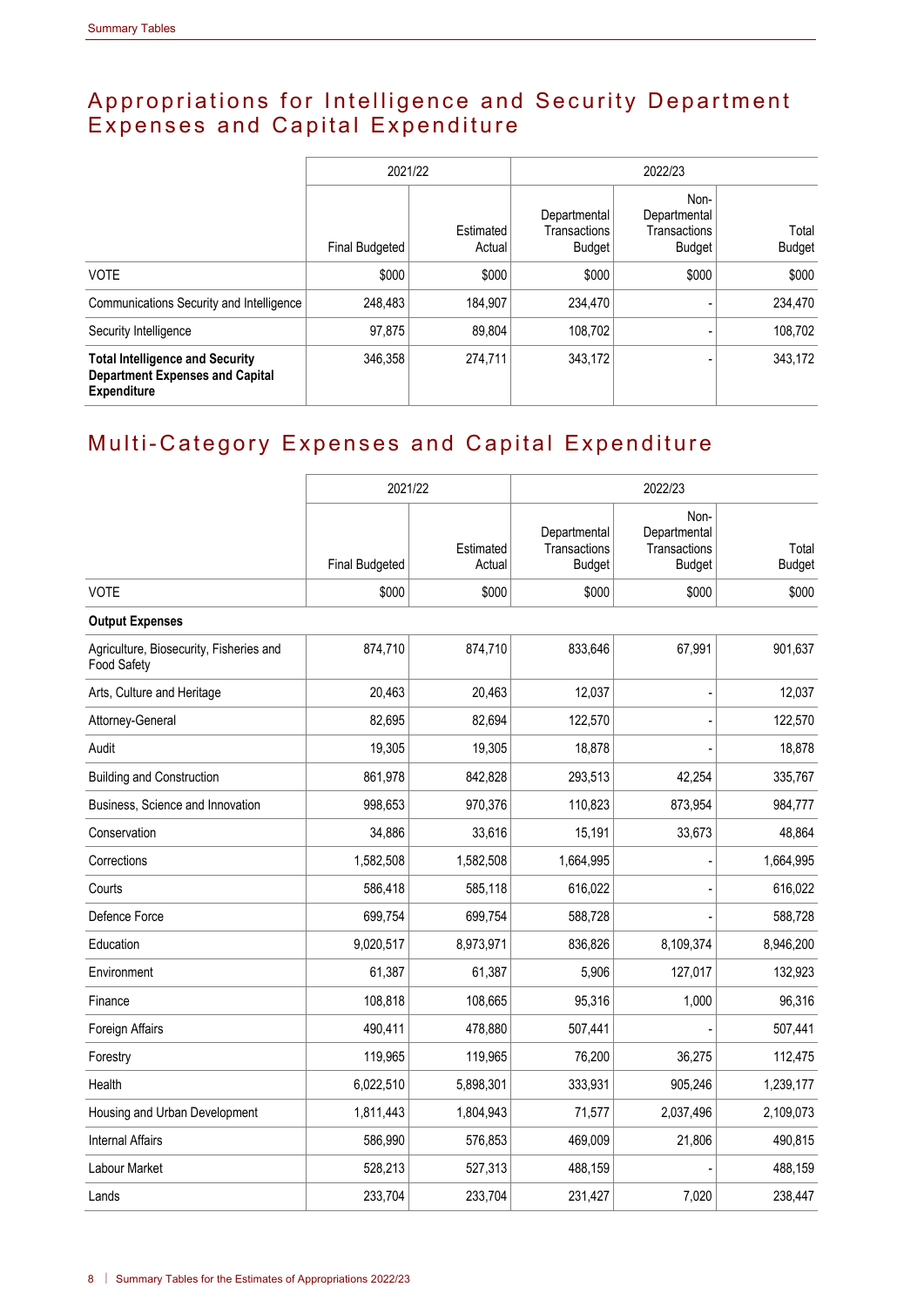# Appropriations for Intelligence and Security Department Expenses and Capital Expenditure

| | 2021/22 | | 2022/23 | | |
|---|---|---|---|---|---|
| | Final Budgeted | Estimated Actual | Departmental Transactions Budget | Non-Departmental Transactions Budget | Total Budget |
| VOTE | $000 | $000 | $000 | $000 | $000 |
| Communications Security and Intelligence | 248,483 | 184,907 | 234,470 | - | 234,470 |
| Security Intelligence | 97,875 | 89,804 | 108,702 | - | 108,702 |
| **Total Intelligence and Security Department Expenses and Capital Expenditure** | 346,358 | 274,711 | 343,172 | - | 343,172 |

# Multi-Category Expenses and Capital Expenditure

| | 2021/22 | | 2022/23 | | |
|---|---|---|---|---|---|
| | Final Budgeted | Estimated Actual | Departmental Transactions Budget | Non-Departmental Transactions Budget | Total Budget |
| VOTE | $000 | $000 | $000 | $000 | $000 |
| **Output Expenses** | | | | | |
| Agriculture, Biosecurity, Fisheries and Food Safety | 874,710 | 874,710 | 833,646 | 67,991 | 901,637 |
| Arts, Culture and Heritage | 20,463 | 20,463 | 12,037 | - | 12,037 |
| Attorney-General | 82,695 | 82,694 | 122,570 | - | 122,570 |
| Audit | 19,305 | 19,305 | 18,878 | - | 18,878 |
| Building and Construction | 861,978 | 842,828 | 293,513 | 42,254 | 335,767 |
| Business, Science and Innovation | 998,653 | 970,376 | 110,823 | 873,954 | 984,777 |
| Conservation | 34,886 | 33,616 | 15,191 | 33,673 | 48,864 |
| Corrections | 1,582,508 | 1,582,508 | 1,664,995 | - | 1,664,995 |
| Courts | 586,418 | 585,118 | 616,022 | - | 616,022 |
| Defence Force | 699,754 | 699,754 | 588,728 | - | 588,728 |
| Education | 9,020,517 | 8,973,971 | 836,826 | 8,109,374 | 8,946,200 |
| Environment | 61,387 | 61,387 | 5,906 | 127,017 | 132,923 |
| Finance | 108,818 | 108,665 | 95,316 | 1,000 | 96,316 |
| Foreign Affairs | 490,411 | 478,880 | 507,441 | - | 507,441 |
| Forestry | 119,965 | 119,965 | 76,200 | 36,275 | 112,475 |
| Health | 6,022,510 | 5,898,301 | 333,931 | 905,246 | 1,239,177 |
| Housing and Urban Development | 1,811,443 | 1,804,943 | 71,577 | 2,037,496 | 2,109,073 |
| Internal Affairs | 586,990 | 576,853 | 469,009 | 21,806 | 490,815 |
| Labour Market | 528,213 | 527,313 | 488,159 | - | 488,159 |
| Lands | 233,704 | 233,704 | 231,427 | 7,020 | 238,447 |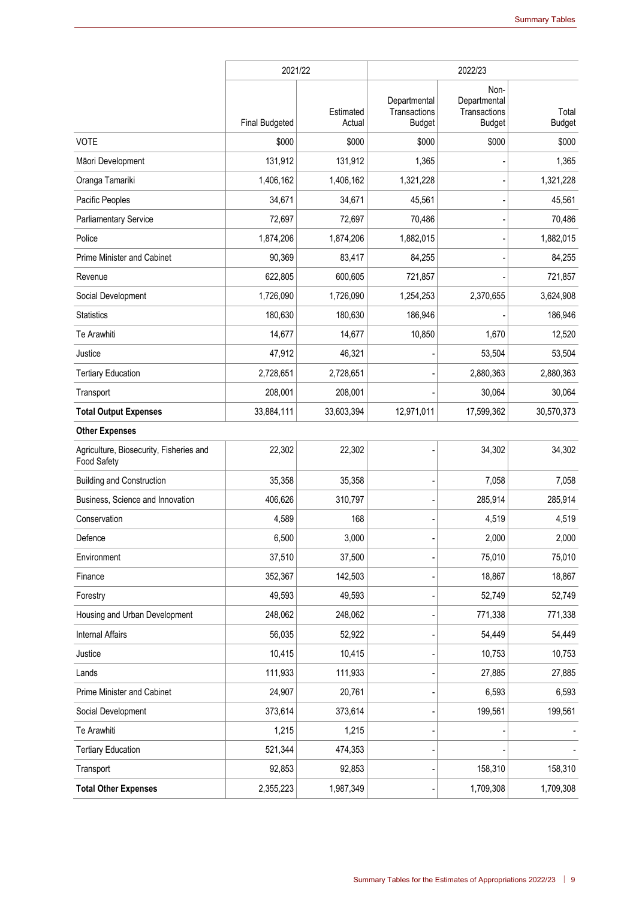| | 2021/22 | | 2022/23 | | |
|---|---|---|---|---|---|
| | Final Budgeted | Estimated Actual | Departmental Transactions Budget | Non-Departmental Transactions Budget | Total Budget |
| VOTE | $000 | $000 | $000 | $000 | $000 |
| Māori Development | 131,912 | 131,912 | 1,365 | - | 1,365 |
| Oranga Tamariki | 1,406,162 | 1,406,162 | 1,321,228 | - | 1,321,228 |
| Pacific Peoples | 34,671 | 34,671 | 45,561 | - | 45,561 |
| Parliamentary Service | 72,697 | 72,697 | 70,486 | - | 70,486 |
| Police | 1,874,206 | 1,874,206 | 1,882,015 | - | 1,882,015 |
| Prime Minister and Cabinet | 90,369 | 83,417 | 84,255 | - | 84,255 |
| Revenue | 622,805 | 600,605 | 721,857 | - | 721,857 |
| Social Development | 1,726,090 | 1,726,090 | 1,254,253 | 2,370,655 | 3,624,908 |
| Statistics | 180,630 | 180,630 | 186,946 | - | 186,946 |
| Te Arawhiti | 14,677 | 14,677 | 10,850 | 1,670 | 12,520 |
| Justice | 47,912 | 46,321 | - | 53,504 | 53,504 |
| Tertiary Education | 2,728,651 | 2,728,651 | - | 2,880,363 | 2,880,363 |
| Transport | 208,001 | 208,001 | - | 30,064 | 30,064 |
| **Total Output Expenses** | 33,884,111 | 33,603,394 | 12,971,011 | 17,599,362 | 30,570,373 |
| **Other Expenses** | | | | | |
| Agriculture, Biosecurity, Fisheries and Food Safety | 22,302 | 22,302 | - | 34,302 | 34,302 |
| Building and Construction | 35,358 | 35,358 | - | 7,058 | 7,058 |
| Business, Science and Innovation | 406,626 | 310,797 | - | 285,914 | 285,914 |
| Conservation | 4,589 | 168 | - | 4,519 | 4,519 |
| Defence | 6,500 | 3,000 | - | 2,000 | 2,000 |
| Environment | 37,510 | 37,500 | - | 75,010 | 75,010 |
| Finance | 352,367 | 142,503 | - | 18,867 | 18,867 |
| Forestry | 49,593 | 49,593 | - | 52,749 | 52,749 |
| Housing and Urban Development | 248,062 | 248,062 | - | 771,338 | 771,338 |
| Internal Affairs | 56,035 | 52,922 | - | 54,449 | 54,449 |
| Justice | 10,415 | 10,415 | - | 10,753 | 10,753 |
| Lands | 111,933 | 111,933 | - | 27,885 | 27,885 |
| Prime Minister and Cabinet | 24,907 | 20,761 | - | 6,593 | 6,593 |
| Social Development | 373,614 | 373,614 | - | 199,561 | 199,561 |
| Te Arawhiti | 1,215 | 1,215 | - | - | - |
| Tertiary Education | 521,344 | 474,353 | - | - | - |
| Transport | 92,853 | 92,853 | - | 158,310 | 158,310 |
| **Total Other Expenses** | 2,355,223 | 1,987,349 | - | 1,709,308 | 1,709,308 |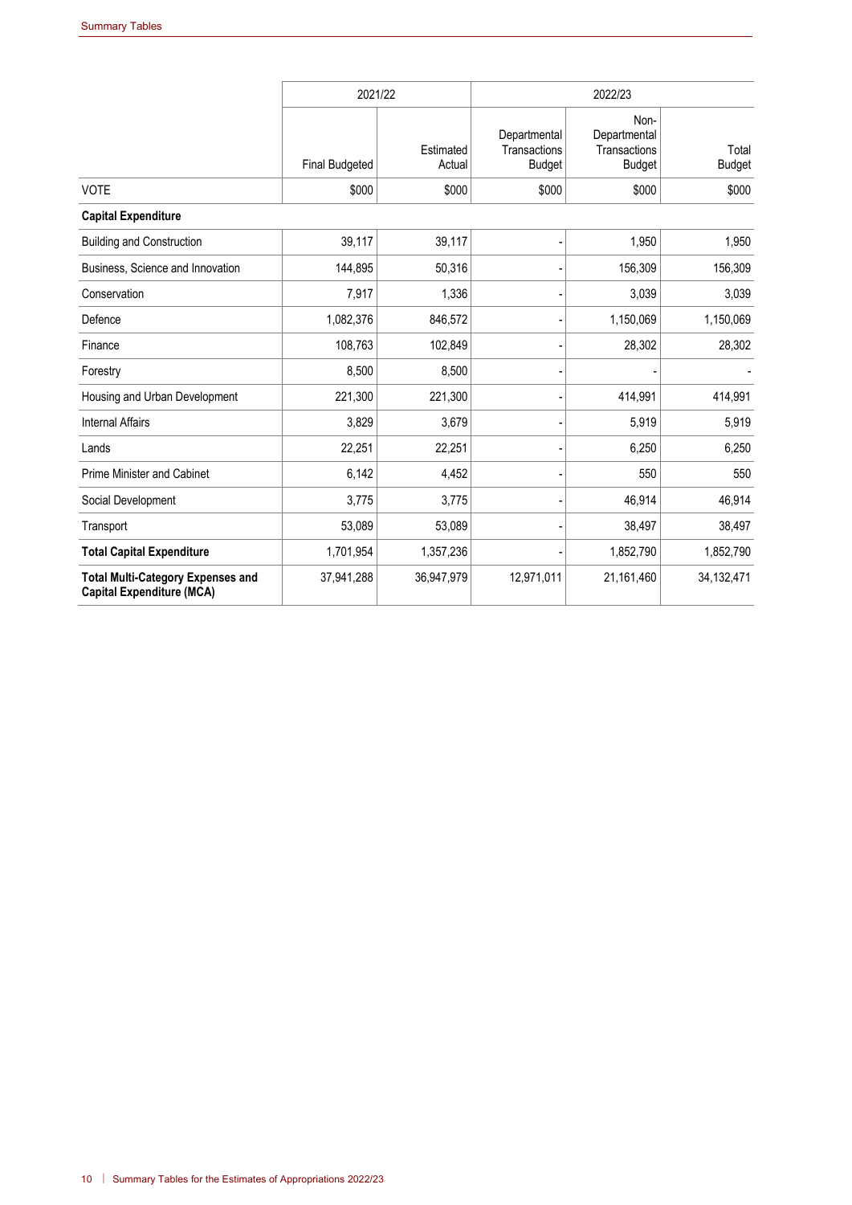| | 2021/22 | | 2022/23 | | |
|---|---|---|---|---|---|
| | Final Budgeted | Estimated Actual | Departmental Transactions Budget | Non-Departmental Transactions Budget | Total Budget |
| VOTE | $000 | $000 | $000 | $000 | $000 |
| **Capital Expenditure** | | | | | |
| Building and Construction | 39,117 | 39,117 | - | 1,950 | 1,950 |
| Business, Science and Innovation | 144,895 | 50,316 | - | 156,309 | 156,309 |
| Conservation | 7,917 | 1,336 | - | 3,039 | 3,039 |
| Defence | 1,082,376 | 846,572 | - | 1,150,069 | 1,150,069 |
| Finance | 108,763 | 102,849 | - | 28,302 | 28,302 |
| Forestry | 8,500 | 8,500 | - | - | - |
| Housing and Urban Development | 221,300 | 221,300 | - | 414,991 | 414,991 |
| Internal Affairs | 3,829 | 3,679 | - | 5,919 | 5,919 |
| Lands | 22,251 | 22,251 | - | 6,250 | 6,250 |
| Prime Minister and Cabinet | 6,142 | 4,452 | - | 550 | 550 |
| Social Development | 3,775 | 3,775 | - | 46,914 | 46,914 |
| Transport | 53,089 | 53,089 | - | 38,497 | 38,497 |
| **Total Capital Expenditure** | 1,701,954 | 1,357,236 | - | 1,852,790 | 1,852,790 |
| **Total Multi-Category Expenses and Capital Expenditure (MCA)** | 37,941,288 | 36,947,979 | 12,971,011 | 21,161,460 | 34,132,471 |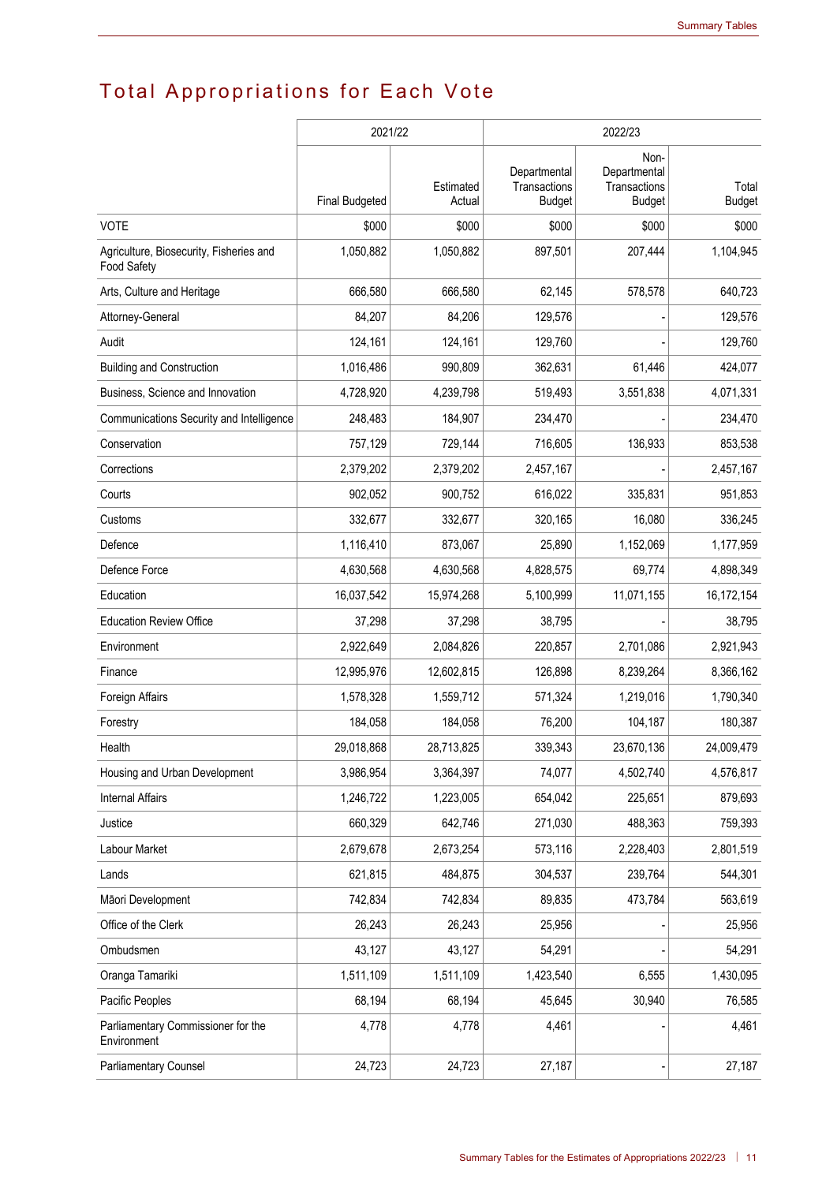# Total Appropriations for Each Vote

| | 2021/22 | | 2022/23 | | |
|---|---|---|---|---|---|
| | Final Budgeted | Estimated Actual | Departmental Transactions Budget | Non-Departmental Transactions Budget | Total Budget |
| VOTE | $000 | $000 | $000 | $000 | $000 |
| Agriculture, Biosecurity, Fisheries and Food Safety | 1,050,882 | 1,050,882 | 897,501 | 207,444 | 1,104,945 |
| Arts, Culture and Heritage | 666,580 | 666,580 | 62,145 | 578,578 | 640,723 |
| Attorney-General | 84,207 | 84,206 | 129,576 | - | 129,576 |
| Audit | 124,161 | 124,161 | 129,760 | - | 129,760 |
| Building and Construction | 1,016,486 | 990,809 | 362,631 | 61,446 | 424,077 |
| Business, Science and Innovation | 4,728,920 | 4,239,798 | 519,493 | 3,551,838 | 4,071,331 |
| Communications Security and Intelligence | 248,483 | 184,907 | 234,470 | - | 234,470 |
| Conservation | 757,129 | 729,144 | 716,605 | 136,933 | 853,538 |
| Corrections | 2,379,202 | 2,379,202 | 2,457,167 | - | 2,457,167 |
| Courts | 902,052 | 900,752 | 616,022 | 335,831 | 951,853 |
| Customs | 332,677 | 332,677 | 320,165 | 16,080 | 336,245 |
| Defence | 1,116,410 | 873,067 | 25,890 | 1,152,069 | 1,177,959 |
| Defence Force | 4,630,568 | 4,630,568 | 4,828,575 | 69,774 | 4,898,349 |
| Education | 16,037,542 | 15,974,268 | 5,100,999 | 11,071,155 | 16,172,154 |
| Education Review Office | 37,298 | 37,298 | 38,795 | - | 38,795 |
| Environment | 2,922,649 | 2,084,826 | 220,857 | 2,701,086 | 2,921,943 |
| Finance | 12,995,976 | 12,602,815 | 126,898 | 8,239,264 | 8,366,162 |
| Foreign Affairs | 1,578,328 | 1,559,712 | 571,324 | 1,219,016 | 1,790,340 |
| Forestry | 184,058 | 184,058 | 76,200 | 104,187 | 180,387 |
| Health | 29,018,868 | 28,713,825 | 339,343 | 23,670,136 | 24,009,479 |
| Housing and Urban Development | 3,986,954 | 3,364,397 | 74,077 | 4,502,740 | 4,576,817 |
| Internal Affairs | 1,246,722 | 1,223,005 | 654,042 | 225,651 | 879,693 |
| Justice | 660,329 | 642,746 | 271,030 | 488,363 | 759,393 |
| Labour Market | 2,679,678 | 2,673,254 | 573,116 | 2,228,403 | 2,801,519 |
| Lands | 621,815 | 484,875 | 304,537 | 239,764 | 544,301 |
| Māori Development | 742,834 | 742,834 | 89,835 | 473,784 | 563,619 |
| Office of the Clerk | 26,243 | 26,243 | 25,956 | - | 25,956 |
| Ombudsmen | 43,127 | 43,127 | 54,291 | - | 54,291 |
| Oranga Tamariki | 1,511,109 | 1,511,109 | 1,423,540 | 6,555 | 1,430,095 |
| Pacific Peoples | 68,194 | 68,194 | 45,645 | 30,940 | 76,585 |
| Parliamentary Commissioner for the Environment | 4,778 | 4,778 | 4,461 | - | 4,461 |
| Parliamentary Counsel | 24,723 | 24,723 | 27,187 | - | 27,187 |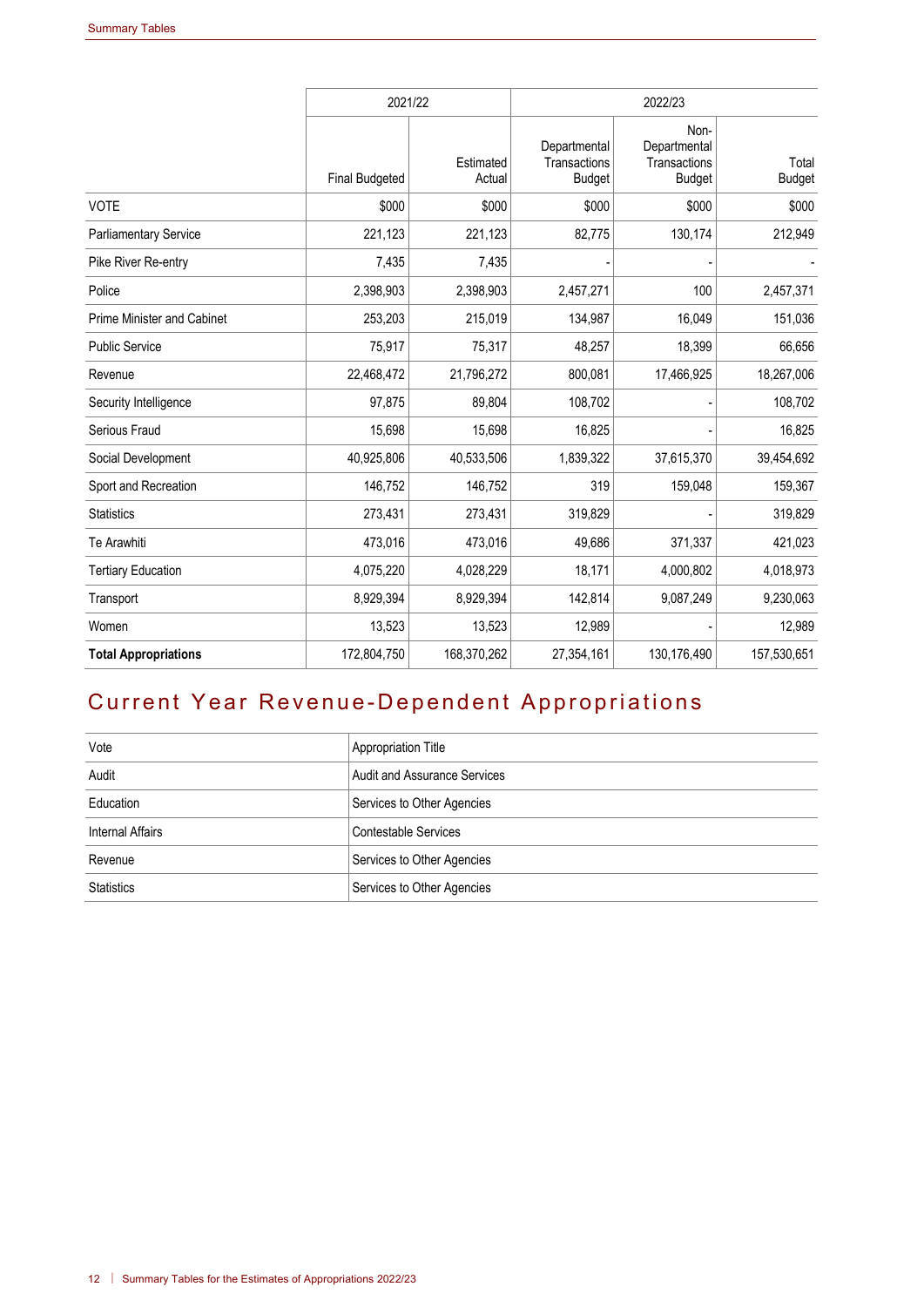| | 2021/22 | | 2022/23 | | |
|---|---|---|---|---|---|
| | Final Budgeted | Estimated Actual | Departmental Transactions Budget | Non-Departmental Transactions Budget | Total Budget |
| VOTE | $000 | $000 | $000 | $000 | $000 |
| Parliamentary Service | 221,123 | 221,123 | 82,775 | 130,174 | 212,949 |
| Pike River Re-entry | 7,435 | 7,435 | - | - | - |
| Police | 2,398,903 | 2,398,903 | 2,457,271 | 100 | 2,457,371 |
| Prime Minister and Cabinet | 253,203 | 215,019 | 134,987 | 16,049 | 151,036 |
| Public Service | 75,917 | 75,317 | 48,257 | 18,399 | 66,656 |
| Revenue | 22,468,472 | 21,796,272 | 800,081 | 17,466,925 | 18,267,006 |
| Security Intelligence | 97,875 | 89,804 | 108,702 | - | 108,702 |
| Serious Fraud | 15,698 | 15,698 | 16,825 | - | 16,825 |
| Social Development | 40,925,806 | 40,533,506 | 1,839,322 | 37,615,370 | 39,454,692 |
| Sport and Recreation | 146,752 | 146,752 | 319 | 159,048 | 159,367 |
| Statistics | 273,431 | 273,431 | 319,829 | - | 319,829 |
| Te Arawhiti | 473,016 | 473,016 | 49,686 | 371,337 | 421,023 |
| Tertiary Education | 4,075,220 | 4,028,229 | 18,171 | 4,000,802 | 4,018,973 |
| Transport | 8,929,394 | 8,929,394 | 142,814 | 9,087,249 | 9,230,063 |
| Women | 13,523 | 13,523 | 12,989 | - | 12,989 |
| **Total Appropriations** | 172,804,750 | 168,370,262 | 27,354,161 | 130,176,490 | 157,530,651 |

# Current Year Revenue-Dependent Appropriations

| Vote | Appropriation Title |
|---|---|
| Audit | Audit and Assurance Services |
| Education | Services to Other Agencies |
| Internal Affairs | Contestable Services |
| Revenue | Services to Other Agencies |
| Statistics | Services to Other Agencies |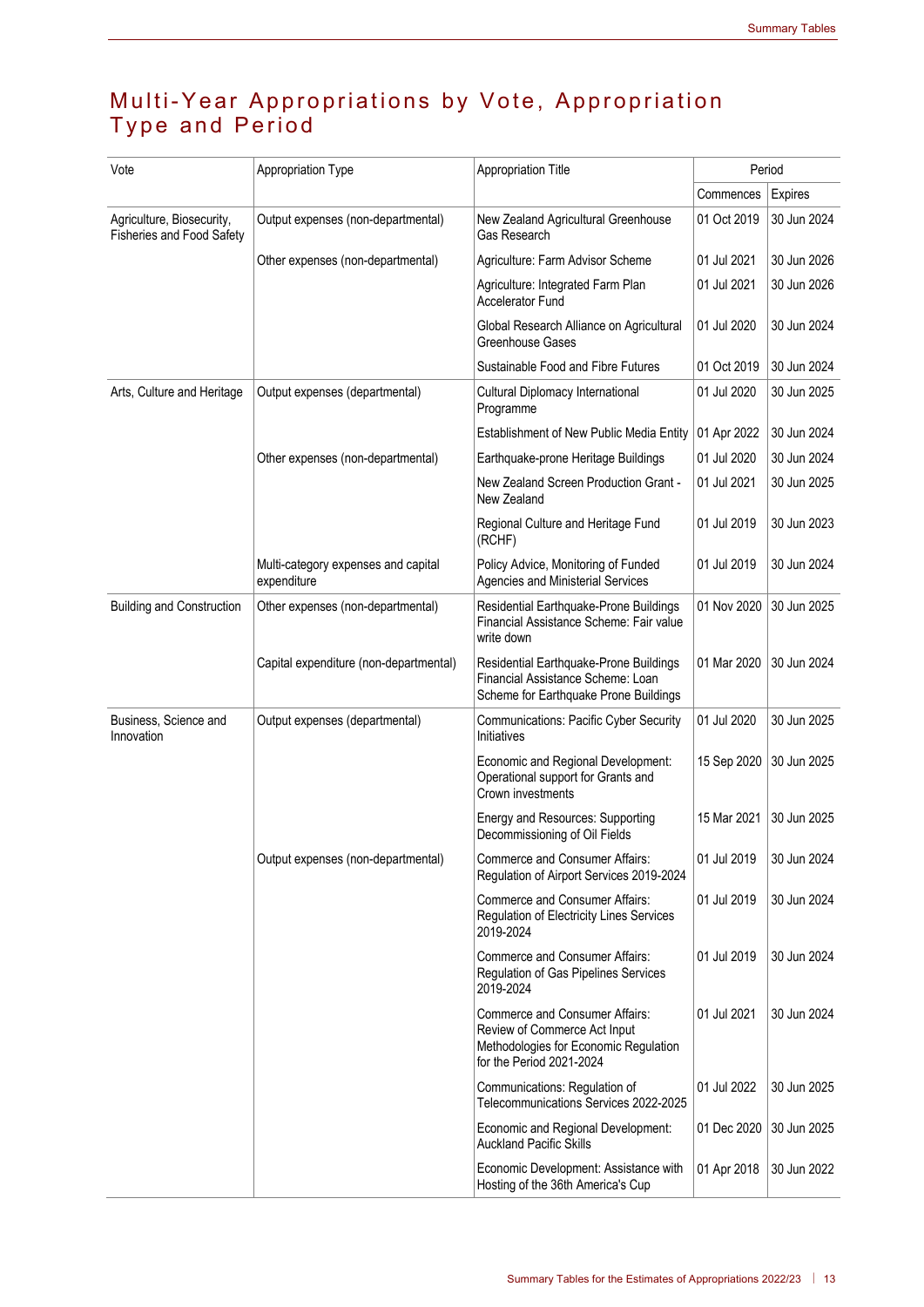# Multi-Year Appropriations by Vote, Appropriation Type and Period

| Vote | Appropriation Type | Appropriation Title | Period | |
|---|---|---|---|---|
| | | | Commences | Expires |
| Agriculture, Biosecurity, Fisheries and Food Safety | Output expenses (non-departmental) | New Zealand Agricultural Greenhouse Gas Research | 01 Oct 2019 | 30 Jun 2024 |
| | Other expenses (non-departmental) | Agriculture: Farm Advisor Scheme | 01 Jul 2021 | 30 Jun 2026 |
| | | Agriculture: Integrated Farm Plan Accelerator Fund | 01 Jul 2021 | 30 Jun 2026 |
| | | Global Research Alliance on Agricultural Greenhouse Gases | 01 Jul 2020 | 30 Jun 2024 |
| | | Sustainable Food and Fibre Futures | 01 Oct 2019 | 30 Jun 2024 |
| Arts, Culture and Heritage | Output expenses (departmental) | Cultural Diplomacy International Programme | 01 Jul 2020 | 30 Jun 2025 |
| | | Establishment of New Public Media Entity | 01 Apr 2022 | 30 Jun 2024 |
| | Other expenses (non-departmental) | Earthquake-prone Heritage Buildings | 01 Jul 2020 | 30 Jun 2024 |
| | | New Zealand Screen Production Grant - New Zealand | 01 Jul 2021 | 30 Jun 2025 |
| | | Regional Culture and Heritage Fund (RCHF) | 01 Jul 2019 | 30 Jun 2023 |
| | Multi-category expenses and capital expenditure | Policy Advice, Monitoring of Funded Agencies and Ministerial Services | 01 Jul 2019 | 30 Jun 2024 |
| Building and Construction | Other expenses (non-departmental) | Residential Earthquake-Prone Buildings Financial Assistance Scheme: Fair value write down | 01 Nov 2020 | 30 Jun 2025 |
| | Capital expenditure (non-departmental) | Residential Earthquake-Prone Buildings Financial Assistance Scheme: Loan Scheme for Earthquake Prone Buildings | 01 Mar 2020 | 30 Jun 2024 |
| Business, Science and Innovation | Output expenses (departmental) | Communications: Pacific Cyber Security Initiatives | 01 Jul 2020 | 30 Jun 2025 |
| | | Economic and Regional Development: Operational support for Grants and Crown investments | 15 Sep 2020 | 30 Jun 2025 |
| | | Energy and Resources: Supporting Decommissioning of Oil Fields | 15 Mar 2021 | 30 Jun 2025 |
| | Output expenses (non-departmental) | Commerce and Consumer Affairs: Regulation of Airport Services 2019-2024 | 01 Jul 2019 | 30 Jun 2024 |
| | | Commerce and Consumer Affairs: Regulation of Electricity Lines Services 2019-2024 | 01 Jul 2019 | 30 Jun 2024 |
| | | Commerce and Consumer Affairs: Regulation of Gas Pipelines Services 2019-2024 | 01 Jul 2019 | 30 Jun 2024 |
| | | Commerce and Consumer Affairs: Review of Commerce Act Input Methodologies for Economic Regulation for the Period 2021-2024 | 01 Jul 2021 | 30 Jun 2024 |
| | | Communications: Regulation of Telecommunications Services 2022-2025 | 01 Jul 2022 | 30 Jun 2025 |
| | | Economic and Regional Development: Auckland Pacific Skills | 01 Dec 2020 | 30 Jun 2025 |
| | | Economic Development: Assistance with Hosting of the 36th America's Cup | 01 Apr 2018 | 30 Jun 2022 |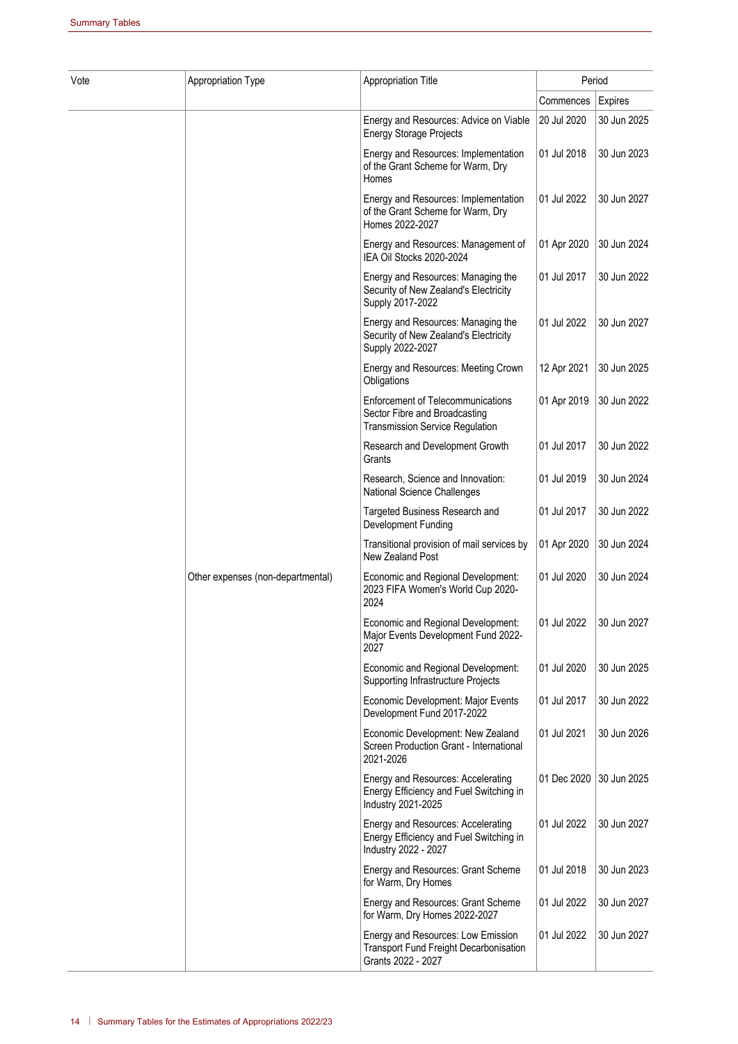| Vote | Appropriation Type | Appropriation Title | Period | |
|---|---|---|---|---|
| | | | Commences | Expires |
| | | Energy and Resources: Advice on Viable Energy Storage Projects | 20 Jul 2020 | 30 Jun 2025 |
| | | Energy and Resources: Implementation of the Grant Scheme for Warm, Dry Homes | 01 Jul 2018 | 30 Jun 2023 |
| | | Energy and Resources: Implementation of the Grant Scheme for Warm, Dry Homes 2022-2027 | 01 Jul 2022 | 30 Jun 2027 |
| | | Energy and Resources: Management of IEA Oil Stocks 2020-2024 | 01 Apr 2020 | 30 Jun 2024 |
| | | Energy and Resources: Managing the Security of New Zealand's Electricity Supply 2017-2022 | 01 Jul 2017 | 30 Jun 2022 |
| | | Energy and Resources: Managing the Security of New Zealand's Electricity Supply 2022-2027 | 01 Jul 2022 | 30 Jun 2027 |
| | | Energy and Resources: Meeting Crown Obligations | 12 Apr 2021 | 30 Jun 2025 |
| | | Enforcement of Telecommunications Sector Fibre and Broadcasting Transmission Service Regulation | 01 Apr 2019 | 30 Jun 2022 |
| | | Research and Development Growth Grants | 01 Jul 2017 | 30 Jun 2022 |
| | | Research, Science and Innovation: National Science Challenges | 01 Jul 2019 | 30 Jun 2024 |
| | | Targeted Business Research and Development Funding | 01 Jul 2017 | 30 Jun 2022 |
| | | Transitional provision of mail services by New Zealand Post | 01 Apr 2020 | 30 Jun 2024 |
| | Other expenses (non-departmental) | Economic and Regional Development: 2023 FIFA Women's World Cup 2020-2024 | 01 Jul 2020 | 30 Jun 2024 |
| | | Economic and Regional Development: Major Events Development Fund 2022-2027 | 01 Jul 2022 | 30 Jun 2027 |
| | | Economic and Regional Development: Supporting Infrastructure Projects | 01 Jul 2020 | 30 Jun 2025 |
| | | Economic Development: Major Events Development Fund 2017-2022 | 01 Jul 2017 | 30 Jun 2022 |
| | | Economic Development: New Zealand Screen Production Grant - International 2021-2026 | 01 Jul 2021 | 30 Jun 2026 |
| | | Energy and Resources: Accelerating Energy Efficiency and Fuel Switching in Industry 2021-2025 | 01 Dec 2020 | 30 Jun 2025 |
| | | Energy and Resources: Accelerating Energy Efficiency and Fuel Switching in Industry 2022 - 2027 | 01 Jul 2022 | 30 Jun 2027 |
| | | Energy and Resources: Grant Scheme for Warm, Dry Homes | 01 Jul 2018 | 30 Jun 2023 |
| | | Energy and Resources: Grant Scheme for Warm, Dry Homes 2022-2027 | 01 Jul 2022 | 30 Jun 2027 |
| | | Energy and Resources: Low Emission Transport Fund Freight Decarbonisation Grants 2022 - 2027 | 01 Jul 2022 | 30 Jun 2027 |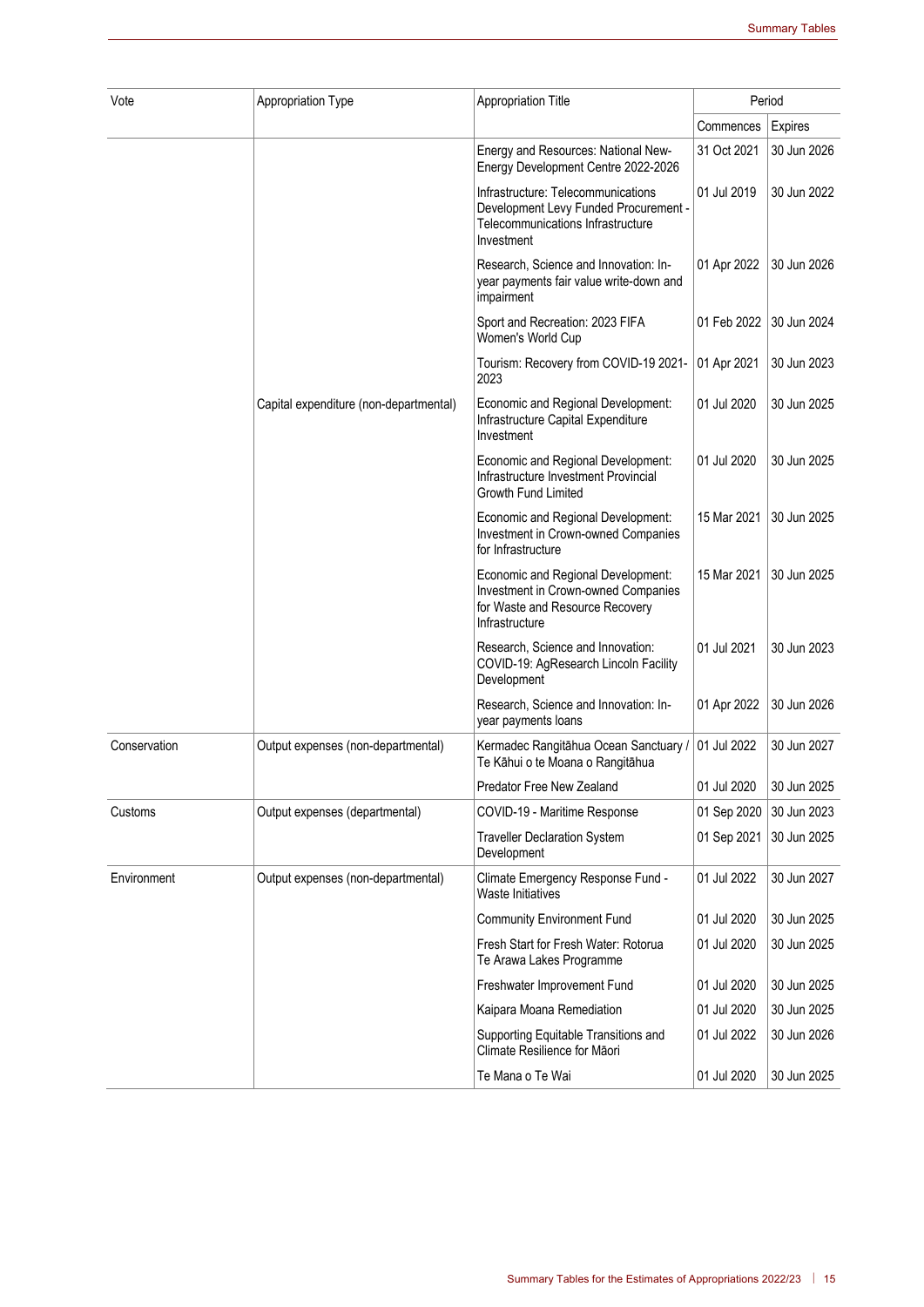| Vote | Appropriation Type | Appropriation Title | Period | |
|---|---|---|---|---|
| | | | Commences | Expires |
| | | Energy and Resources: National New-Energy Development Centre 2022-2026 | 31 Oct 2021 | 30 Jun 2026 |
| | | Infrastructure: Telecommunications Development Levy Funded Procurement - Telecommunications Infrastructure Investment | 01 Jul 2019 | 30 Jun 2022 |
| | | Research, Science and Innovation: In-year payments fair value write-down and impairment | 01 Apr 2022 | 30 Jun 2026 |
| | | Sport and Recreation: 2023 FIFA Women's World Cup | 01 Feb 2022 | 30 Jun 2024 |
| | | Tourism: Recovery from COVID-19 2021-2023 | 01 Apr 2021 | 30 Jun 2023 |
| | Capital expenditure (non-departmental) | Economic and Regional Development: Infrastructure Capital Expenditure Investment | 01 Jul 2020 | 30 Jun 2025 |
| | | Economic and Regional Development: Infrastructure Investment Provincial Growth Fund Limited | 01 Jul 2020 | 30 Jun 2025 |
| | | Economic and Regional Development: Investment in Crown-owned Companies for Infrastructure | 15 Mar 2021 | 30 Jun 2025 |
| | | Economic and Regional Development: Investment in Crown-owned Companies for Waste and Resource Recovery Infrastructure | 15 Mar 2021 | 30 Jun 2025 |
| | | Research, Science and Innovation: COVID-19: AgResearch Lincoln Facility Development | 01 Jul 2021 | 30 Jun 2023 |
| | | Research, Science and Innovation: In-year payments loans | 01 Apr 2022 | 30 Jun 2026 |
| Conservation | Output expenses (non-departmental) | Kermadec Rangitāhua Ocean Sanctuary / Te Kāhui o te Moana o Rangitāhua | 01 Jul 2022 | 30 Jun 2027 |
| | | Predator Free New Zealand | 01 Jul 2020 | 30 Jun 2025 |
| Customs | Output expenses (departmental) | COVID-19 - Maritime Response | 01 Sep 2020 | 30 Jun 2023 |
| | | Traveller Declaration System Development | 01 Sep 2021 | 30 Jun 2025 |
| Environment | Output expenses (non-departmental) | Climate Emergency Response Fund - Waste Initiatives | 01 Jul 2022 | 30 Jun 2027 |
| | | Community Environment Fund | 01 Jul 2020 | 30 Jun 2025 |
| | | Fresh Start for Fresh Water: Rotorua Te Arawa Lakes Programme | 01 Jul 2020 | 30 Jun 2025 |
| | | Freshwater Improvement Fund | 01 Jul 2020 | 30 Jun 2025 |
| | | Kaipara Moana Remediation | 01 Jul 2020 | 30 Jun 2025 |
| | | Supporting Equitable Transitions and Climate Resilience for Māori | 01 Jul 2022 | 30 Jun 2026 |
| | | Te Mana o Te Wai | 01 Jul 2020 | 30 Jun 2025 |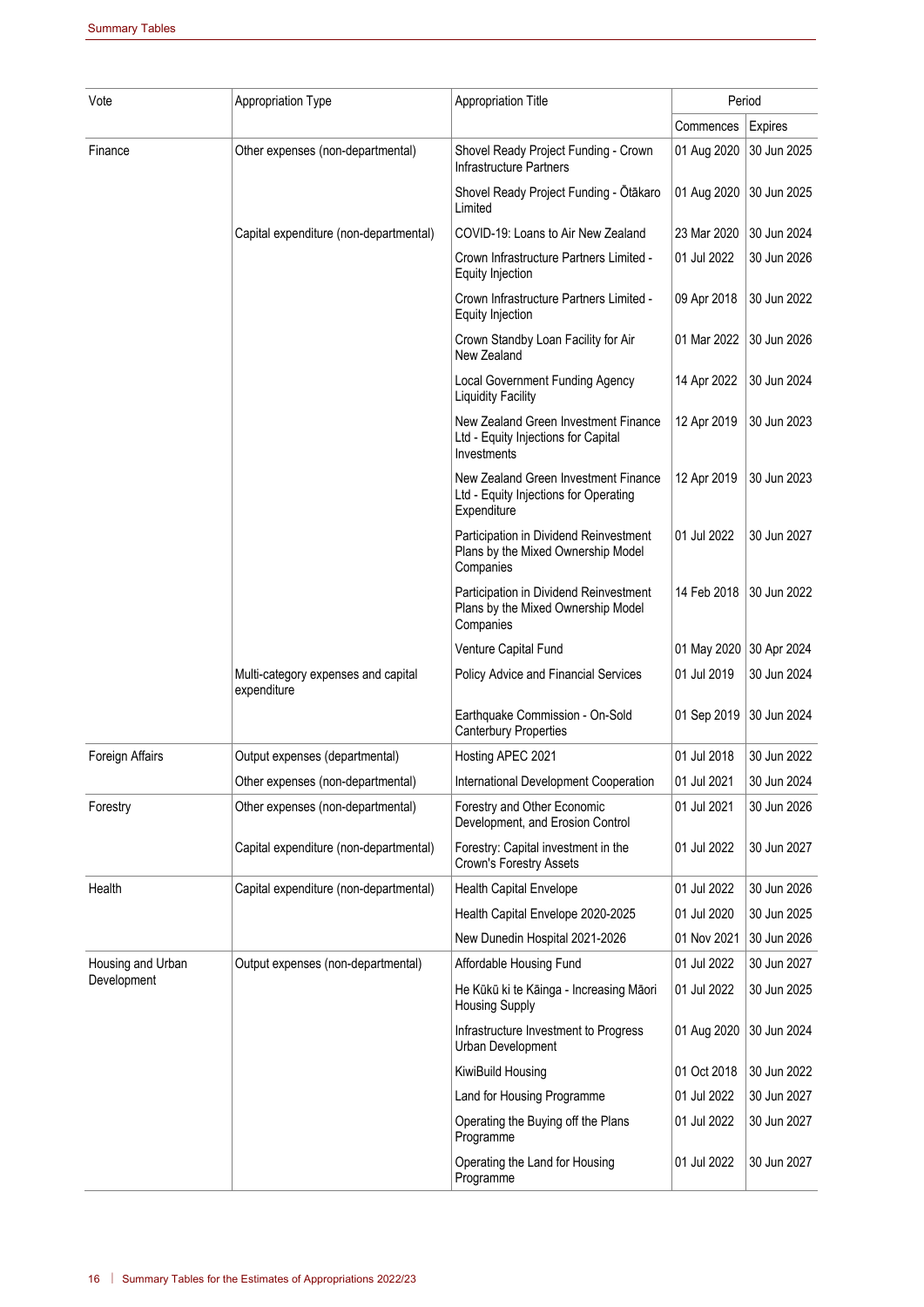| Vote | Appropriation Type | Appropriation Title | Period | |
|---|---|---|---|---|
| | | | Commences | Expires |
| Finance | Other expenses (non-departmental) | Shovel Ready Project Funding - Crown Infrastructure Partners | 01 Aug 2020 | 30 Jun 2025 |
| | | Shovel Ready Project Funding - Ōtākaro Limited | 01 Aug 2020 | 30 Jun 2025 |
| | Capital expenditure (non-departmental) | COVID-19: Loans to Air New Zealand | 23 Mar 2020 | 30 Jun 2024 |
| | | Crown Infrastructure Partners Limited - Equity Injection | 01 Jul 2022 | 30 Jun 2026 |
| | | Crown Infrastructure Partners Limited - Equity Injection | 09 Apr 2018 | 30 Jun 2022 |
| | | Crown Standby Loan Facility for Air New Zealand | 01 Mar 2022 | 30 Jun 2026 |
| | | Local Government Funding Agency Liquidity Facility | 14 Apr 2022 | 30 Jun 2024 |
| | | New Zealand Green Investment Finance Ltd - Equity Injections for Capital Investments | 12 Apr 2019 | 30 Jun 2023 |
| | | New Zealand Green Investment Finance Ltd - Equity Injections for Operating Expenditure | 12 Apr 2019 | 30 Jun 2023 |
| | | Participation in Dividend Reinvestment Plans by the Mixed Ownership Model Companies | 01 Jul 2022 | 30 Jun 2027 |
| | | Participation in Dividend Reinvestment Plans by the Mixed Ownership Model Companies | 14 Feb 2018 | 30 Jun 2022 |
| | | Venture Capital Fund | 01 May 2020 | 30 Apr 2024 |
| | Multi-category expenses and capital expenditure | Policy Advice and Financial Services | 01 Jul 2019 | 30 Jun 2024 |
| | | Earthquake Commission - On-Sold Canterbury Properties | 01 Sep 2019 | 30 Jun 2024 |
| Foreign Affairs | Output expenses (departmental) | Hosting APEC 2021 | 01 Jul 2018 | 30 Jun 2022 |
| | Other expenses (non-departmental) | International Development Cooperation | 01 Jul 2021 | 30 Jun 2024 |
| Forestry | Other expenses (non-departmental) | Forestry and Other Economic Development, and Erosion Control | 01 Jul 2021 | 30 Jun 2026 |
| | Capital expenditure (non-departmental) | Forestry: Capital investment in the Crown's Forestry Assets | 01 Jul 2022 | 30 Jun 2027 |
| Health | Capital expenditure (non-departmental) | Health Capital Envelope | 01 Jul 2022 | 30 Jun 2026 |
| | | Health Capital Envelope 2020-2025 | 01 Jul 2020 | 30 Jun 2025 |
| | | New Dunedin Hospital 2021-2026 | 01 Nov 2021 | 30 Jun 2026 |
| Housing and Urban Development | Output expenses (non-departmental) | Affordable Housing Fund | 01 Jul 2022 | 30 Jun 2027 |
| | | He Kūkū ki te Kāinga - Increasing Māori Housing Supply | 01 Jul 2022 | 30 Jun 2025 |
| | | Infrastructure Investment to Progress Urban Development | 01 Aug 2020 | 30 Jun 2024 |
| | | KiwiBuild Housing | 01 Oct 2018 | 30 Jun 2022 |
| | | Land for Housing Programme | 01 Jul 2022 | 30 Jun 2027 |
| | | Operating the Buying off the Plans Programme | 01 Jul 2022 | 30 Jun 2027 |
| | | Operating the Land for Housing Programme | 01 Jul 2022 | 30 Jun 2027 |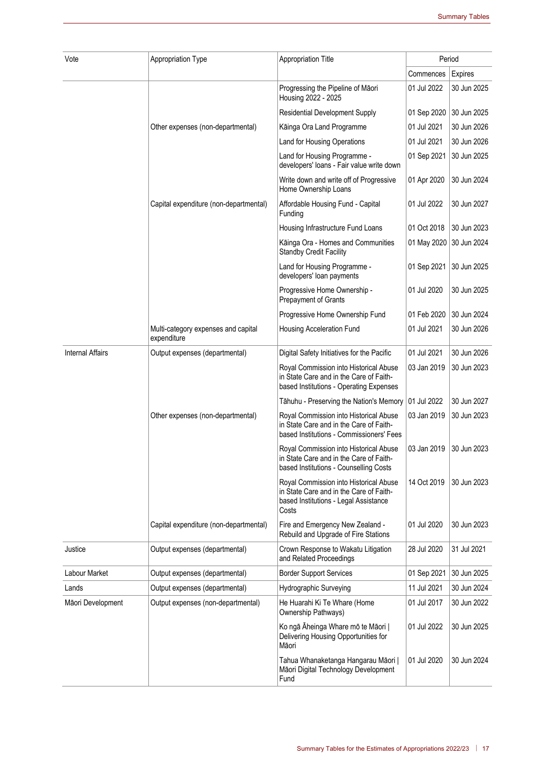| Vote | Appropriation Type | Appropriation Title | Period | |
|---|---|---|---|---|
| | | | Commences | Expires |
| | | Progressing the Pipeline of Māori Housing 2022 - 2025 | 01 Jul 2022 | 30 Jun 2025 |
| | | Residential Development Supply | 01 Sep 2020 | 30 Jun 2025 |
| | Other expenses (non-departmental) | Kāinga Ora Land Programme | 01 Jul 2021 | 30 Jun 2026 |
| | | Land for Housing Operations | 01 Jul 2021 | 30 Jun 2026 |
| | | Land for Housing Programme - developers' loans - Fair value write down | 01 Sep 2021 | 30 Jun 2025 |
| | | Write down and write off of Progressive Home Ownership Loans | 01 Apr 2020 | 30 Jun 2024 |
| | Capital expenditure (non-departmental) | Affordable Housing Fund - Capital Funding | 01 Jul 2022 | 30 Jun 2027 |
| | | Housing Infrastructure Fund Loans | 01 Oct 2018 | 30 Jun 2023 |
| | | Kāinga Ora - Homes and Communities Standby Credit Facility | 01 May 2020 | 30 Jun 2024 |
| | | Land for Housing Programme - developers' loan payments | 01 Sep 2021 | 30 Jun 2025 |
| | | Progressive Home Ownership - Prepayment of Grants | 01 Jul 2020 | 30 Jun 2025 |
| | | Progressive Home Ownership Fund | 01 Feb 2020 | 30 Jun 2024 |
| | Multi-category expenses and capital expenditure | Housing Acceleration Fund | 01 Jul 2021 | 30 Jun 2026 |
| Internal Affairs | Output expenses (departmental) | Digital Safety Initiatives for the Pacific | 01 Jul 2021 | 30 Jun 2026 |
| | | Royal Commission into Historical Abuse in State Care and in the Care of Faith-based Institutions - Operating Expenses | 03 Jan 2019 | 30 Jun 2023 |
| | | Tāhuhu - Preserving the Nation's Memory | 01 Jul 2022 | 30 Jun 2027 |
| | Other expenses (non-departmental) | Royal Commission into Historical Abuse in State Care and in the Care of Faith-based Institutions - Commissioners' Fees | 03 Jan 2019 | 30 Jun 2023 |
| | | Royal Commission into Historical Abuse in State Care and in the Care of Faith-based Institutions - Counselling Costs | 03 Jan 2019 | 30 Jun 2023 |
| | | Royal Commission into Historical Abuse in State Care and in the Care of Faith-based Institutions - Legal Assistance Costs | 14 Oct 2019 | 30 Jun 2023 |
| | Capital expenditure (non-departmental) | Fire and Emergency New Zealand - Rebuild and Upgrade of Fire Stations | 01 Jul 2020 | 30 Jun 2023 |
| Justice | Output expenses (departmental) | Crown Response to Wakatu Litigation and Related Proceedings | 28 Jul 2020 | 31 Jul 2021 |
| Labour Market | Output expenses (departmental) | Border Support Services | 01 Sep 2021 | 30 Jun 2025 |
| Lands | Output expenses (departmental) | Hydrographic Surveying | 11 Jul 2021 | 30 Jun 2024 |
| Māori Development | Output expenses (non-departmental) | He Huarahi Ki Te Whare (Home Ownership Pathways) | 01 Jul 2017 | 30 Jun 2022 |
| | | Ko ngā Āheinga Whare mō te Māori \| Delivering Housing Opportunities for Māori | 01 Jul 2022 | 30 Jun 2025 |
| | | Tahua Whanaketanga Hangarau Māori \| Māori Digital Technology Development Fund | 01 Jul 2020 | 30 Jun 2024 |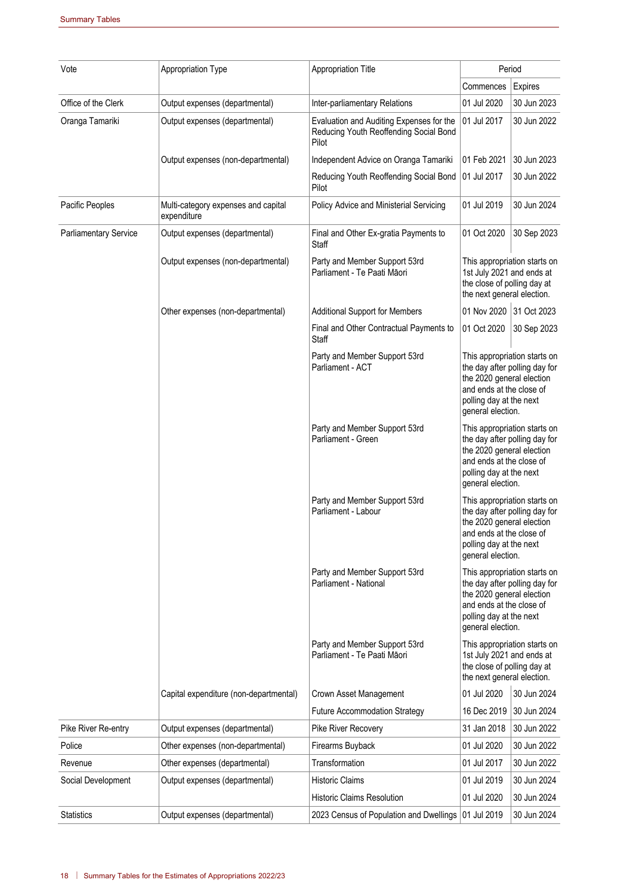| Vote | Appropriation Type | Appropriation Title | Period | |
|---|---|---|---|---|
| | | | Commences | Expires |
| Office of the Clerk | Output expenses (departmental) | Inter-parliamentary Relations | 01 Jul 2020 | 30 Jun 2023 |
| Oranga Tamariki | Output expenses (departmental) | Evaluation and Auditing Expenses for the Reducing Youth Reoffending Social Bond Pilot | 01 Jul 2017 | 30 Jun 2022 |
| | Output expenses (non-departmental) | Independent Advice on Oranga Tamariki | 01 Feb 2021 | 30 Jun 2023 |
| | | Reducing Youth Reoffending Social Bond Pilot | 01 Jul 2017 | 30 Jun 2022 |
| Pacific Peoples | Multi-category expenses and capital expenditure | Policy Advice and Ministerial Servicing | 01 Jul 2019 | 30 Jun 2024 |
| Parliamentary Service | Output expenses (departmental) | Final and Other Ex-gratia Payments to Staff | 01 Oct 2020 | 30 Sep 2023 |
| | Output expenses (non-departmental) | Party and Member Support 53rd Parliament - Te Paati Māori | This appropriation starts on 1st July 2021 and ends at the close of polling day at the next general election. | |
| | Other expenses (non-departmental) | Additional Support for Members | 01 Nov 2020 | 31 Oct 2023 |
| | | Final and Other Contractual Payments to Staff | 01 Oct 2020 | 30 Sep 2023 |
| | | Party and Member Support 53rd Parliament - ACT | This appropriation starts on the day after polling day for the 2020 general election and ends at the close of polling day at the next general election. | |
| | | Party and Member Support 53rd Parliament - Green | This appropriation starts on the day after polling day for the 2020 general election and ends at the close of polling day at the next general election. | |
| | | Party and Member Support 53rd Parliament - Labour | This appropriation starts on the day after polling day for the 2020 general election and ends at the close of polling day at the next general election. | |
| | | Party and Member Support 53rd Parliament - National | This appropriation starts on the day after polling day for the 2020 general election and ends at the close of polling day at the next general election. | |
| | | Party and Member Support 53rd Parliament - Te Paati Māori | This appropriation starts on 1st July 2021 and ends at the close of polling day at the next general election. | |
| | Capital expenditure (non-departmental) | Crown Asset Management | 01 Jul 2020 | 30 Jun 2024 |
| | | Future Accommodation Strategy | 16 Dec 2019 | 30 Jun 2024 |
| Pike River Re-entry | Output expenses (departmental) | Pike River Recovery | 31 Jan 2018 | 30 Jun 2022 |
| Police | Other expenses (non-departmental) | Firearms Buyback | 01 Jul 2020 | 30 Jun 2022 |
| Revenue | Other expenses (departmental) | Transformation | 01 Jul 2017 | 30 Jun 2022 |
| Social Development | Output expenses (departmental) | Historic Claims | 01 Jul 2019 | 30 Jun 2024 |
| | | Historic Claims Resolution | 01 Jul 2020 | 30 Jun 2024 |
| Statistics | Output expenses (departmental) | 2023 Census of Population and Dwellings | 01 Jul 2019 | 30 Jun 2024 |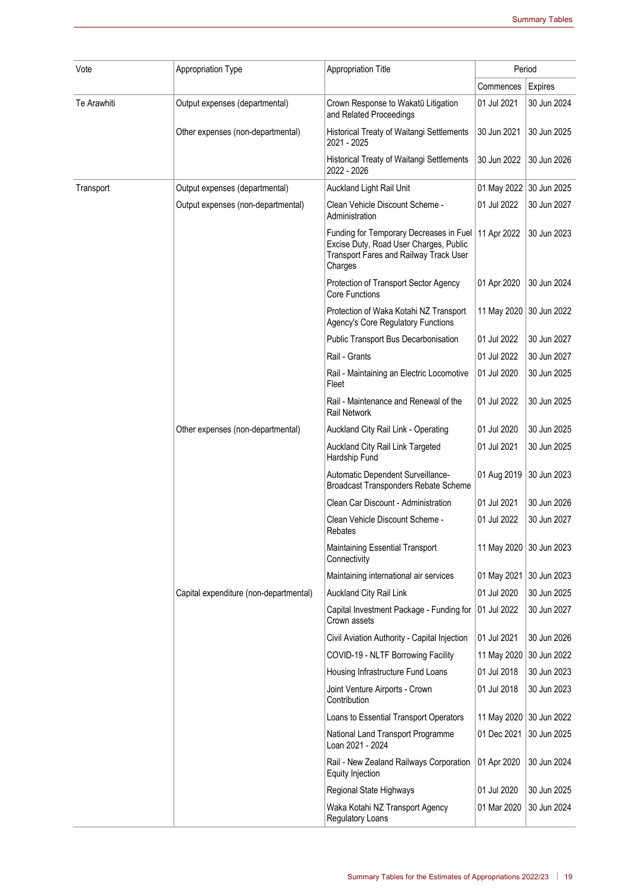| Vote | Appropriation Type | Appropriation Title | Period | |
|---|---|---|---|---|
| | | | Commences | Expires |
| Te Arawhiti | Output expenses (departmental) | Crown Response to Wakatū Litigation and Related Proceedings | 01 Jul 2021 | 30 Jun 2024 |
| | Other expenses (non-departmental) | Historical Treaty of Waitangi Settlements 2021 - 2025 | 30 Jun 2021 | 30 Jun 2025 |
| | | Historical Treaty of Waitangi Settlements 2022 - 2026 | 30 Jun 2022 | 30 Jun 2026 |
| Transport | Output expenses (departmental) | Auckland Light Rail Unit | 01 May 2022 | 30 Jun 2025 |
| | Output expenses (non-departmental) | Clean Vehicle Discount Scheme - Administration | 01 Jul 2022 | 30 Jun 2027 |
| | | Funding for Temporary Decreases in Fuel Excise Duty, Road User Charges, Public Transport Fares and Railway Track User Charges | 11 Apr 2022 | 30 Jun 2023 |
| | | Protection of Transport Sector Agency Core Functions | 01 Apr 2020 | 30 Jun 2024 |
| | | Protection of Waka Kotahi NZ Transport Agency's Core Regulatory Functions | 11 May 2020 | 30 Jun 2022 |
| | | Public Transport Bus Decarbonisation | 01 Jul 2022 | 30 Jun 2027 |
| | | Rail - Grants | 01 Jul 2022 | 30 Jun 2027 |
| | | Rail - Maintaining an Electric Locomotive Fleet | 01 Jul 2020 | 30 Jun 2025 |
| | | Rail - Maintenance and Renewal of the Rail Network | 01 Jul 2022 | 30 Jun 2025 |
| | Other expenses (non-departmental) | Auckland City Rail Link - Operating | 01 Jul 2020 | 30 Jun 2025 |
| | | Auckland City Rail Link Targeted Hardship Fund | 01 Jul 2021 | 30 Jun 2025 |
| | | Automatic Dependent Surveillance-Broadcast Transponders Rebate Scheme | 01 Aug 2019 | 30 Jun 2023 |
| | | Clean Car Discount - Administration | 01 Jul 2021 | 30 Jun 2026 |
| | | Clean Vehicle Discount Scheme - Rebates | 01 Jul 2022 | 30 Jun 2027 |
| | | Maintaining Essential Transport Connectivity | 11 May 2020 | 30 Jun 2023 |
| | | Maintaining international air services | 01 May 2021 | 30 Jun 2023 |
| | Capital expenditure (non-departmental) | Auckland City Rail Link | 01 Jul 2020 | 30 Jun 2025 |
| | | Capital Investment Package - Funding for Crown assets | 01 Jul 2022 | 30 Jun 2027 |
| | | Civil Aviation Authority - Capital Injection | 01 Jul 2021 | 30 Jun 2026 |
| | | COVID-19 - NLTF Borrowing Facility | 11 May 2020 | 30 Jun 2022 |
| | | Housing Infrastructure Fund Loans | 01 Jul 2018 | 30 Jun 2023 |
| | | Joint Venture Airports - Crown Contribution | 01 Jul 2018 | 30 Jun 2023 |
| | | Loans to Essential Transport Operators | 11 May 2020 | 30 Jun 2022 |
| | | National Land Transport Programme Loan 2021 - 2024 | 01 Dec 2021 | 30 Jun 2025 |
| | | Rail - New Zealand Railways Corporation Equity Injection | 01 Apr 2020 | 30 Jun 2024 |
| | | Regional State Highways | 01 Jul 2020 | 30 Jun 2025 |
| | | Waka Kotahi NZ Transport Agency Regulatory Loans | 01 Mar 2020 | 30 Jun 2024 |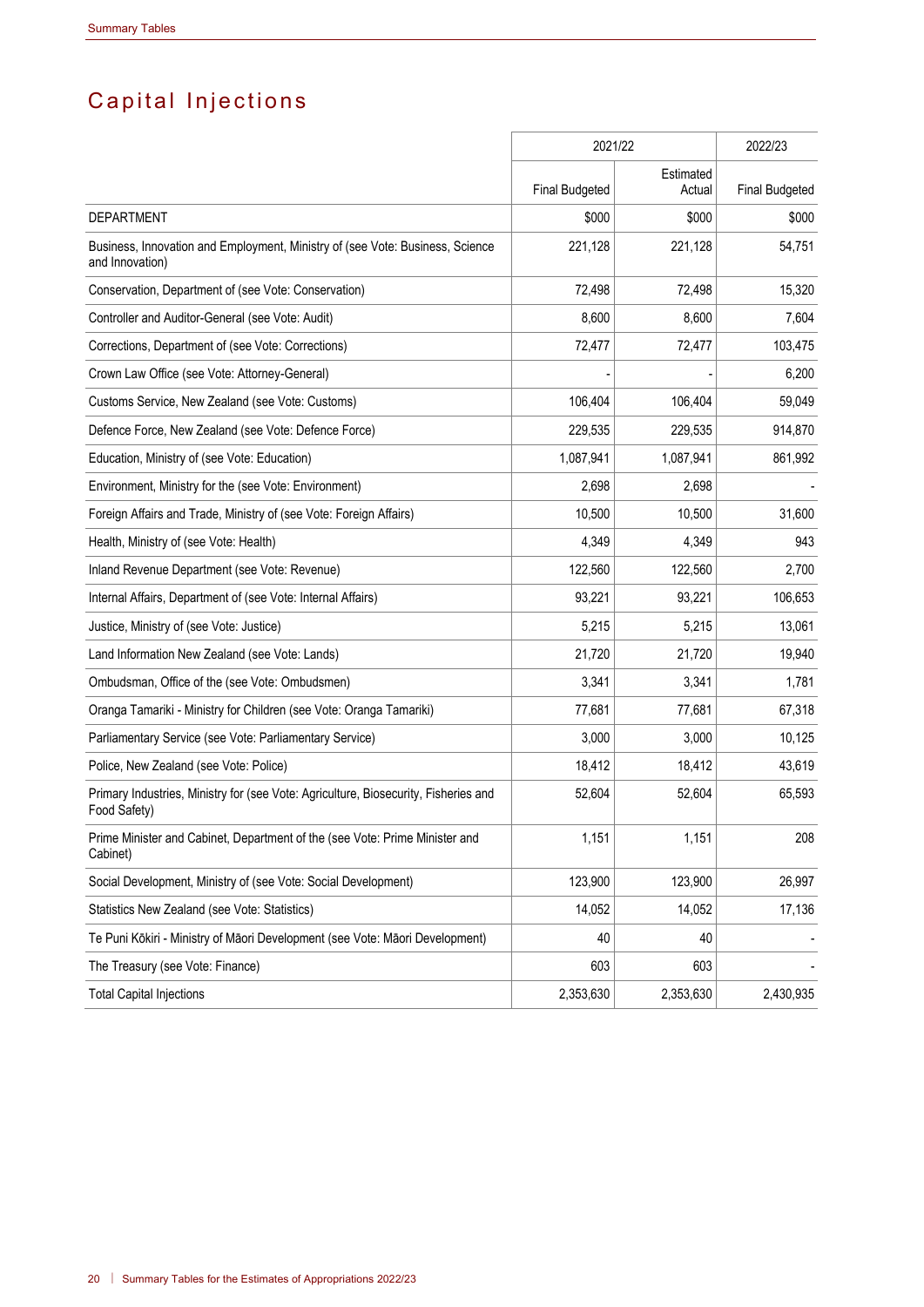# Capital Injections

| | 2021/22 | | 2022/23 |
|---|---|---|---|
| | Final Budgeted | Estimated Actual | Final Budgeted |
| DEPARTMENT | $000 | $000 | $000 |
| Business, Innovation and Employment, Ministry of (see Vote: Business, Science and Innovation) | 221,128 | 221,128 | 54,751 |
| Conservation, Department of (see Vote: Conservation) | 72,498 | 72,498 | 15,320 |
| Controller and Auditor-General (see Vote: Audit) | 8,600 | 8,600 | 7,604 |
| Corrections, Department of (see Vote: Corrections) | 72,477 | 72,477 | 103,475 |
| Crown Law Office (see Vote: Attorney-General) | - | - | 6,200 |
| Customs Service, New Zealand (see Vote: Customs) | 106,404 | 106,404 | 59,049 |
| Defence Force, New Zealand (see Vote: Defence Force) | 229,535 | 229,535 | 914,870 |
| Education, Ministry of (see Vote: Education) | 1,087,941 | 1,087,941 | 861,992 |
| Environment, Ministry for the (see Vote: Environment) | 2,698 | 2,698 | - |
| Foreign Affairs and Trade, Ministry of (see Vote: Foreign Affairs) | 10,500 | 10,500 | 31,600 |
| Health, Ministry of (see Vote: Health) | 4,349 | 4,349 | 943 |
| Inland Revenue Department (see Vote: Revenue) | 122,560 | 122,560 | 2,700 |
| Internal Affairs, Department of (see Vote: Internal Affairs) | 93,221 | 93,221 | 106,653 |
| Justice, Ministry of (see Vote: Justice) | 5,215 | 5,215 | 13,061 |
| Land Information New Zealand (see Vote: Lands) | 21,720 | 21,720 | 19,940 |
| Ombudsman, Office of the (see Vote: Ombudsmen) | 3,341 | 3,341 | 1,781 |
| Oranga Tamariki - Ministry for Children (see Vote: Oranga Tamariki) | 77,681 | 77,681 | 67,318 |
| Parliamentary Service (see Vote: Parliamentary Service) | 3,000 | 3,000 | 10,125 |
| Police, New Zealand (see Vote: Police) | 18,412 | 18,412 | 43,619 |
| Primary Industries, Ministry for (see Vote: Agriculture, Biosecurity, Fisheries and Food Safety) | 52,604 | 52,604 | 65,593 |
| Prime Minister and Cabinet, Department of the (see Vote: Prime Minister and Cabinet) | 1,151 | 1,151 | 208 |
| Social Development, Ministry of (see Vote: Social Development) | 123,900 | 123,900 | 26,997 |
| Statistics New Zealand (see Vote: Statistics) | 14,052 | 14,052 | 17,136 |
| Te Puni Kōkiri - Ministry of Māori Development (see Vote: Māori Development) | 40 | 40 | - |
| The Treasury (see Vote: Finance) | 603 | 603 | - |
| Total Capital Injections | 2,353,630 | 2,353,630 | 2,430,935 |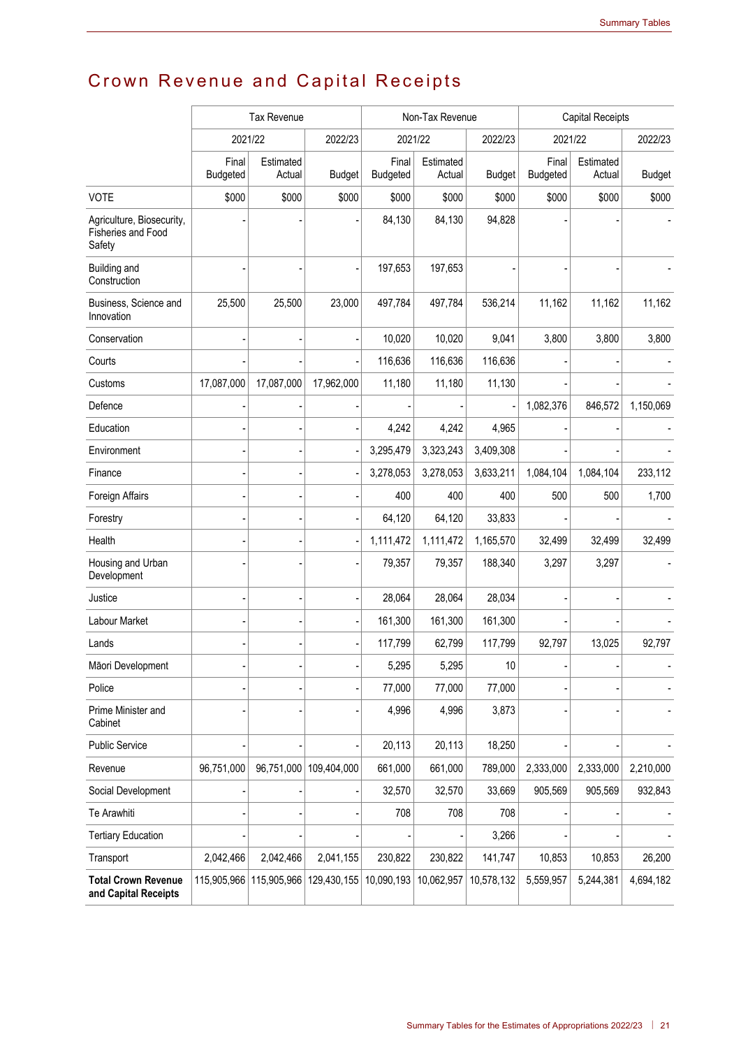# Crown Revenue and Capital Receipts

| | Tax Revenue | | | Non-Tax Revenue | | | Capital Receipts | | |
|---|---|---|---|---|---|---|---|---|---|
| | 2021/22 | | 2022/23 | 2021/22 | | 2022/23 | 2021/22 | | 2022/23 |
| | Final Budgeted | Estimated Actual | Budget | Final Budgeted | Estimated Actual | Budget | Final Budgeted | Estimated Actual | Budget |
| VOTE | $000 | $000 | $000 | $000 | $000 | $000 | $000 | $000 | $000 |
| Agriculture, Biosecurity, Fisheries and Food Safety | - | - | - | 84,130 | 84,130 | 94,828 | - | - | - |
| Building and Construction | - | - | - | 197,653 | 197,653 | - | - | - | - |
| Business, Science and Innovation | 25,500 | 25,500 | 23,000 | 497,784 | 497,784 | 536,214 | 11,162 | 11,162 | 11,162 |
| Conservation | - | - | - | 10,020 | 10,020 | 9,041 | 3,800 | 3,800 | 3,800 |
| Courts | - | - | - | 116,636 | 116,636 | 116,636 | - | - | - |
| Customs | 17,087,000 | 17,087,000 | 17,962,000 | 11,180 | 11,180 | 11,130 | - | - | - |
| Defence | - | - | - | - | - | - | 1,082,376 | 846,572 | 1,150,069 |
| Education | - | - | - | 4,242 | 4,242 | 4,965 | - | - | - |
| Environment | - | - | - | 3,295,479 | 3,323,243 | 3,409,308 | - | - | - |
| Finance | - | - | - | 3,278,053 | 3,278,053 | 3,633,211 | 1,084,104 | 1,084,104 | 233,112 |
| Foreign Affairs | - | - | - | 400 | 400 | 400 | 500 | 500 | 1,700 |
| Forestry | - | - | - | 64,120 | 64,120 | 33,833 | - | - | - |
| Health | - | - | - | 1,111,472 | 1,111,472 | 1,165,570 | 32,499 | 32,499 | 32,499 |
| Housing and Urban Development | - | - | - | 79,357 | 79,357 | 188,340 | 3,297 | 3,297 | - |
| Justice | - | - | - | 28,064 | 28,064 | 28,034 | - | - | - |
| Labour Market | - | - | - | 161,300 | 161,300 | 161,300 | - | - | - |
| Lands | - | - | - | 117,799 | 62,799 | 117,799 | 92,797 | 13,025 | 92,797 |
| Māori Development | - | - | - | 5,295 | 5,295 | 10 | - | - | - |
| Police | - | - | - | 77,000 | 77,000 | 77,000 | - | - | - |
| Prime Minister and Cabinet | - | - | - | 4,996 | 4,996 | 3,873 | - | - | - |
| Public Service | - | - | - | 20,113 | 20,113 | 18,250 | - | - | - |
| Revenue | 96,751,000 | 96,751,000 | 109,404,000 | 661,000 | 661,000 | 789,000 | 2,333,000 | 2,333,000 | 2,210,000 |
| Social Development | - | - | - | 32,570 | 32,570 | 33,669 | 905,569 | 905,569 | 932,843 |
| Te Arawhiti | - | - | - | 708 | 708 | 708 | - | - | - |
| Tertiary Education | - | - | - | - | - | 3,266 | - | - | - |
| Transport | 2,042,466 | 2,042,466 | 2,041,155 | 230,822 | 230,822 | 141,747 | 10,853 | 10,853 | 26,200 |
| **Total Crown Revenue and Capital Receipts** | 115,905,966 | 115,905,966 | 129,430,155 | 10,090,193 | 10,062,957 | 10,578,132 | 5,559,957 | 5,244,381 | 4,694,182 |